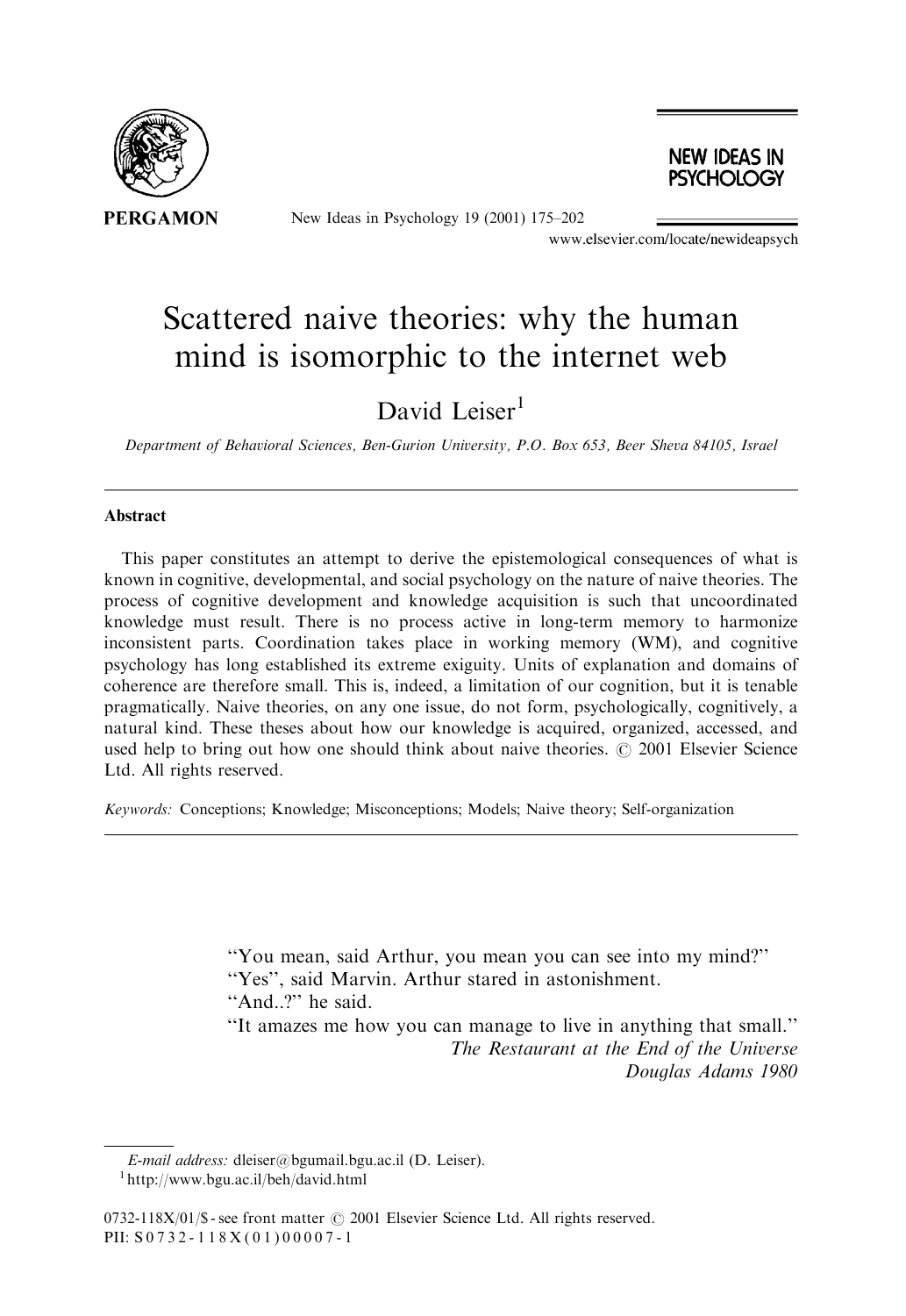# Scattered naive theories: why the human mind is isomorphic to the internet web

David Leiser[1]

*Department of Behavioral Sciences, Ben-Gurion University, P.O. Box 653, Beer Sheva 84105, Israel*

## Abstract

This paper constitutes an attempt to derive the epistemological consequences of what is known in cognitive, developmental, and social psychology on the nature of naive theories. The process of cognitive development and knowledge acquisition is such that uncoordinated knowledge must result. There is no process active in long-term memory to harmonize inconsistent parts. Coordination takes place in working memory (WM), and cognitive psychology has long established its extreme exiguity. Units of explanation and domains of coherence are therefore small. This is, indeed, a limitation of our cognition, but it is tenable pragmatically. Naive theories, on any one issue, do not form, psychologically, cognitively, a natural kind. These theses about how our knowledge is acquired, organized, accessed, and used help to bring out how one should think about naive theories. © 2001 Elsevier Science Ltd. All rights reserved.

*Keywords:* Conceptions; Knowledge; Misconceptions; Models; Naive theory; Self-organization

> "You mean, said Arthur, you mean you can see into my mind?"
> "Yes", said Marvin. Arthur stared in astonishment.
> "And..?" he said.
> "It amazes me how you can manage to live in anything that small."
>
> *The Restaurant at the End of the Universe*
> *Douglas Adams 1980*

*E-mail address:* dleiser@bgumail.bgu.ac.il (D. Leiser).

[1] http://www.bgu.ac.il/beh/david.html

0732-118X/01/$ - see front matter © 2001 Elsevier Science Ltd. All rights reserved.
PII: S0732-118X(01)00007-1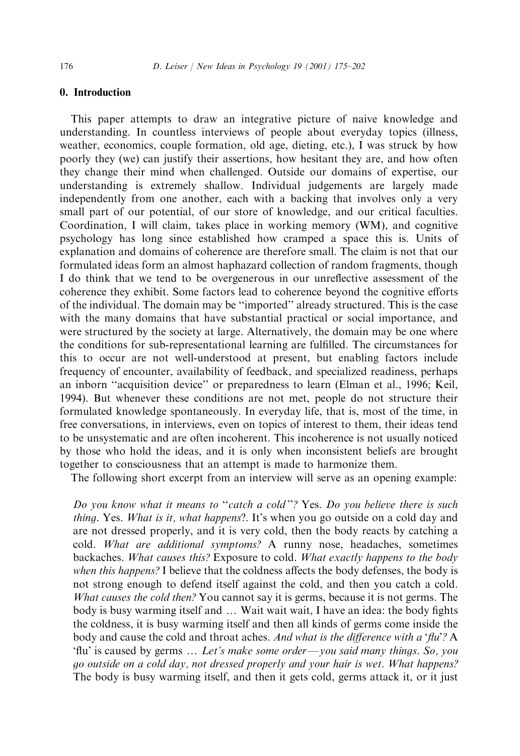## 0. Introduction

This paper attempts to draw an integrative picture of naive knowledge and understanding. In countless interviews of people about everyday topics (illness, weather, economics, couple formation, old age, dieting, etc.), I was struck by how poorly they (we) can justify their assertions, how hesitant they are, and how often they change their mind when challenged. Outside our domains of expertise, our understanding is extremely shallow. Individual judgements are largely made independently from one another, each with a backing that involves only a very small part of our potential, of our store of knowledge, and our critical faculties. Coordination, I will claim, takes place in working memory (WM), and cognitive psychology has long since established how cramped a space this is. Units of explanation and domains of coherence are therefore small. The claim is not that our formulated ideas form an almost haphazard collection of random fragments, though I do think that we tend to be overgenerous in our unreflective assessment of the coherence they exhibit. Some factors lead to coherence beyond the cognitive efforts of the individual. The domain may be "imported" already structured. This is the case with the many domains that have substantial practical or social importance, and were structured by the society at large. Alternatively, the domain may be one where the conditions for sub-representational learning are fulfilled. The circumstances for this to occur are not well-understood at present, but enabling factors include frequency of encounter, availability of feedback, and specialized readiness, perhaps an inborn "acquisition device" or preparedness to learn (Elman et al., 1996; Keil, 1994). But whenever these conditions are not met, people do not structure their formulated knowledge spontaneously. In everyday life, that is, most of the time, in free conversations, in interviews, even on topics of interest to them, their ideas tend to be unsystematic and are often incoherent. This incoherence is not usually noticed by those who hold the ideas, and it is only when inconsistent beliefs are brought together to consciousness that an attempt is made to harmonize them.

The following short excerpt from an interview will serve as an opening example:

> *Do you know what it means to "catch a cold"?* Yes. *Do you believe there is such thing.* Yes. *What is it, what happens*?. It's when you go outside on a cold day and are not dressed properly, and it is very cold, then the body reacts by catching a cold. *What are additional symptoms?* A runny nose, headaches, sometimes backaches. *What causes this?* Exposure to cold. *What exactly happens to the body when this happens?* I believe that the coldness affects the body defenses, the body is not strong enough to defend itself against the cold, and then you catch a cold. *What causes the cold then?* You cannot say it is germs, because it is not germs. The body is busy warming itself and ... Wait wait wait, I have an idea: the body fights the coldness, it is busy warming itself and then all kinds of germs come inside the body and cause the cold and throat aches. *And what is the difference with a 'flu'?* A 'flu' is caused by germs ... *Let's make some order—you said many things. So, you go outside on a cold day, not dressed properly and your hair is wet. What happens?* The body is busy warming itself, and then it gets cold, germs attack it, or it just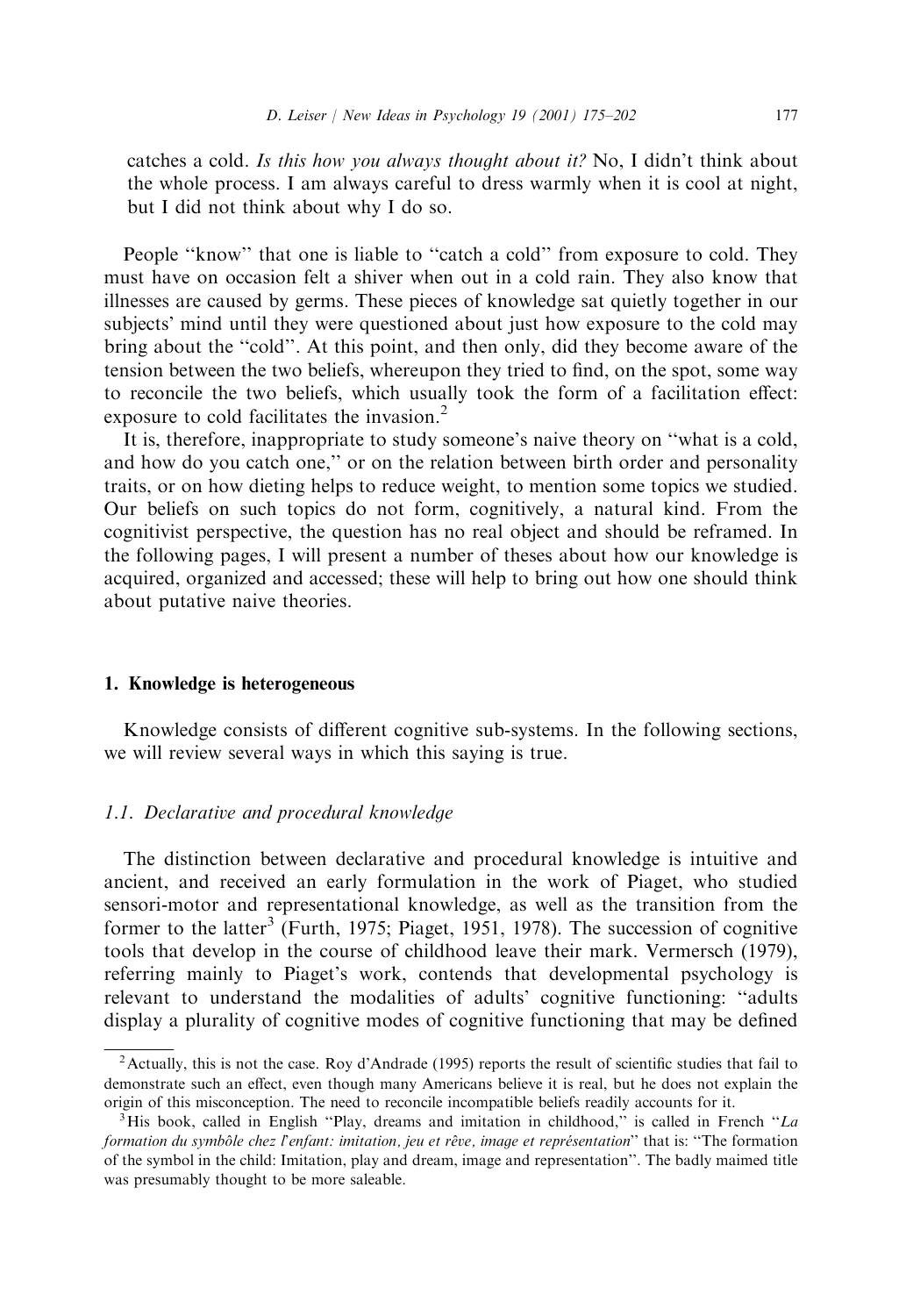catches a cold. *Is this how you always thought about it?* No, I didn't think about the whole process. I am always careful to dress warmly when it is cool at night, but I did not think about why I do so.

People "know" that one is liable to "catch a cold" from exposure to cold. They must have on occasion felt a shiver when out in a cold rain. They also know that illnesses are caused by germs. These pieces of knowledge sat quietly together in our subjects' mind until they were questioned about just how exposure to the cold may bring about the "cold". At this point, and then only, did they become aware of the tension between the two beliefs, whereupon they tried to find, on the spot, some way to reconcile the two beliefs, which usually took the form of a facilitation effect: exposure to cold facilitates the invasion.[2]

It is, therefore, inappropriate to study someone's naive theory on "what is a cold, and how do you catch one," or on the relation between birth order and personality traits, or on how dieting helps to reduce weight, to mention some topics we studied. Our beliefs on such topics do not form, cognitively, a natural kind. From the cognitivist perspective, the question has no real object and should be reframed. In the following pages, I will present a number of theses about how our knowledge is acquired, organized and accessed; these will help to bring out how one should think about putative naive theories.

## 1. Knowledge is heterogeneous

Knowledge consists of different cognitive sub-systems. In the following sections, we will review several ways in which this saying is true.

### 1.1. Declarative and procedural knowledge

The distinction between declarative and procedural knowledge is intuitive and ancient, and received an early formulation in the work of Piaget, who studied sensori-motor and representational knowledge, as well as the transition from the former to the latter[3] (Furth, 1975; Piaget, 1951, 1978). The succession of cognitive tools that develop in the course of childhood leave their mark. Vermersch (1979), referring mainly to Piaget's work, contends that developmental psychology is relevant to understand the modalities of adults' cognitive functioning: "adults display a plurality of cognitive modes of cognitive functioning that may be defined

[2] Actually, this is not the case. Roy d'Andrade (1995) reports the result of scientific studies that fail to demonstrate such an effect, even though many Americans believe it is real, but he does not explain the origin of this misconception. The need to reconcile incompatible beliefs readily accounts for it.

[3] His book, called in English "Play, dreams and imitation in childhood," is called in French "*La formation du symbôle chez l'enfant: imitation, jeu et rêve, image et représentation*" that is: "The formation of the symbol in the child: Imitation, play and dream, image and representation". The badly maimed title was presumably thought to be more saleable.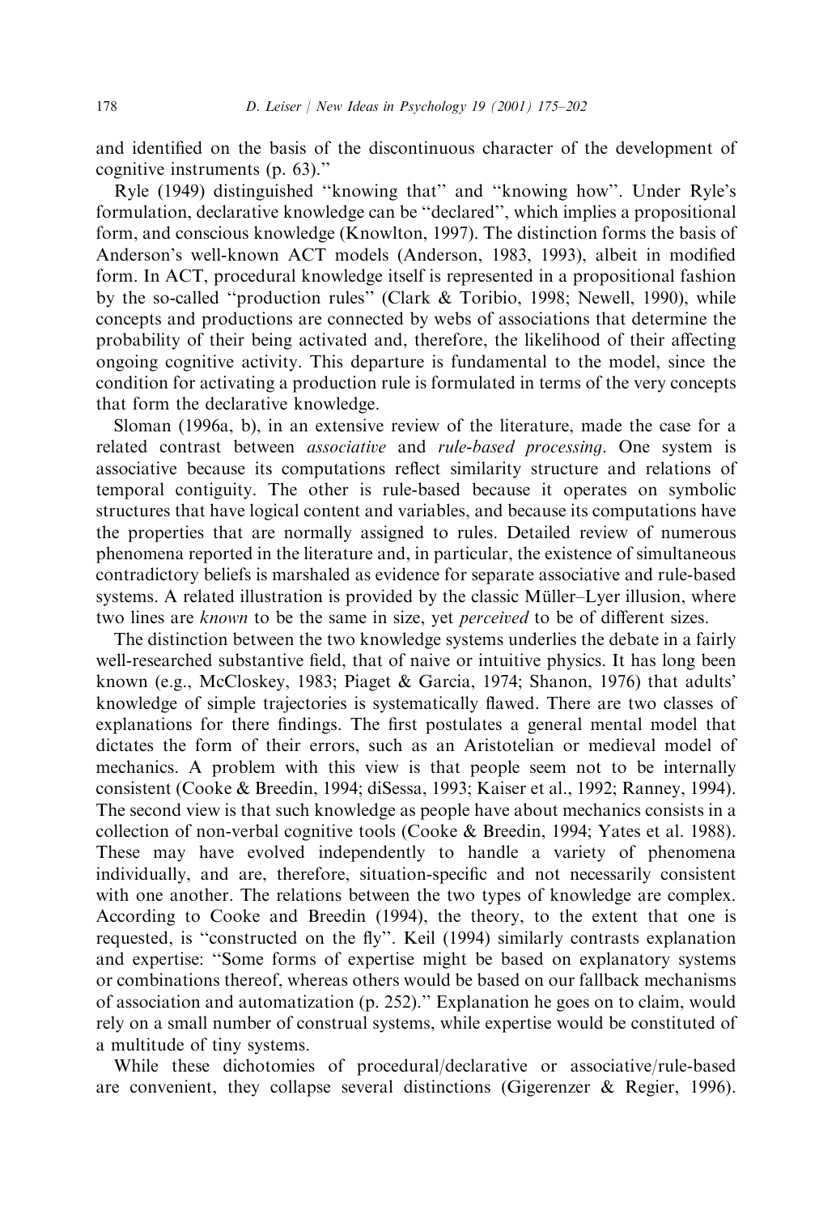and identified on the basis of the discontinuous character of the development of cognitive instruments (p. 63)."

Ryle (1949) distinguished "knowing that" and "knowing how". Under Ryle's formulation, declarative knowledge can be "declared", which implies a propositional form, and conscious knowledge (Knowlton, 1997). The distinction forms the basis of Anderson's well-known ACT models (Anderson, 1983, 1993), albeit in modified form. In ACT, procedural knowledge itself is represented in a propositional fashion by the so-called "production rules" (Clark & Toribio, 1998; Newell, 1990), while concepts and productions are connected by webs of associations that determine the probability of their being activated and, therefore, the likelihood of their affecting ongoing cognitive activity. This departure is fundamental to the model, since the condition for activating a production rule is formulated in terms of the very concepts that form the declarative knowledge.

Sloman (1996a, b), in an extensive review of the literature, made the case for a related contrast between *associative* and *rule-based processing*. One system is associative because its computations reflect similarity structure and relations of temporal contiguity. The other is rule-based because it operates on symbolic structures that have logical content and variables, and because its computations have the properties that are normally assigned to rules. Detailed review of numerous phenomena reported in the literature and, in particular, the existence of simultaneous contradictory beliefs is marshaled as evidence for separate associative and rule-based systems. A related illustration is provided by the classic Müller–Lyer illusion, where two lines are *known* to be the same in size, yet *perceived* to be of different sizes.

The distinction between the two knowledge systems underlies the debate in a fairly well-researched substantive field, that of naive or intuitive physics. It has long been known (e.g., McCloskey, 1983; Piaget & Garcia, 1974; Shanon, 1976) that adults' knowledge of simple trajectories is systematically flawed. There are two classes of explanations for there findings. The first postulates a general mental model that dictates the form of their errors, such as an Aristotelian or medieval model of mechanics. A problem with this view is that people seem not to be internally consistent (Cooke & Breedin, 1994; diSessa, 1993; Kaiser et al., 1992; Ranney, 1994). The second view is that such knowledge as people have about mechanics consists in a collection of non-verbal cognitive tools (Cooke & Breedin, 1994; Yates et al. 1988). These may have evolved independently to handle a variety of phenomena individually, and are, therefore, situation-specific and not necessarily consistent with one another. The relations between the two types of knowledge are complex. According to Cooke and Breedin (1994), the theory, to the extent that one is requested, is "constructed on the fly". Keil (1994) similarly contrasts explanation and expertise: "Some forms of expertise might be based on explanatory systems or combinations thereof, whereas others would be based on our fallback mechanisms of association and automatization (p. 252)." Explanation he goes on to claim, would rely on a small number of construal systems, while expertise would be constituted of a multitude of tiny systems.

While these dichotomies of procedural/declarative or associative/rule-based are convenient, they collapse several distinctions (Gigerenzer & Regier, 1996).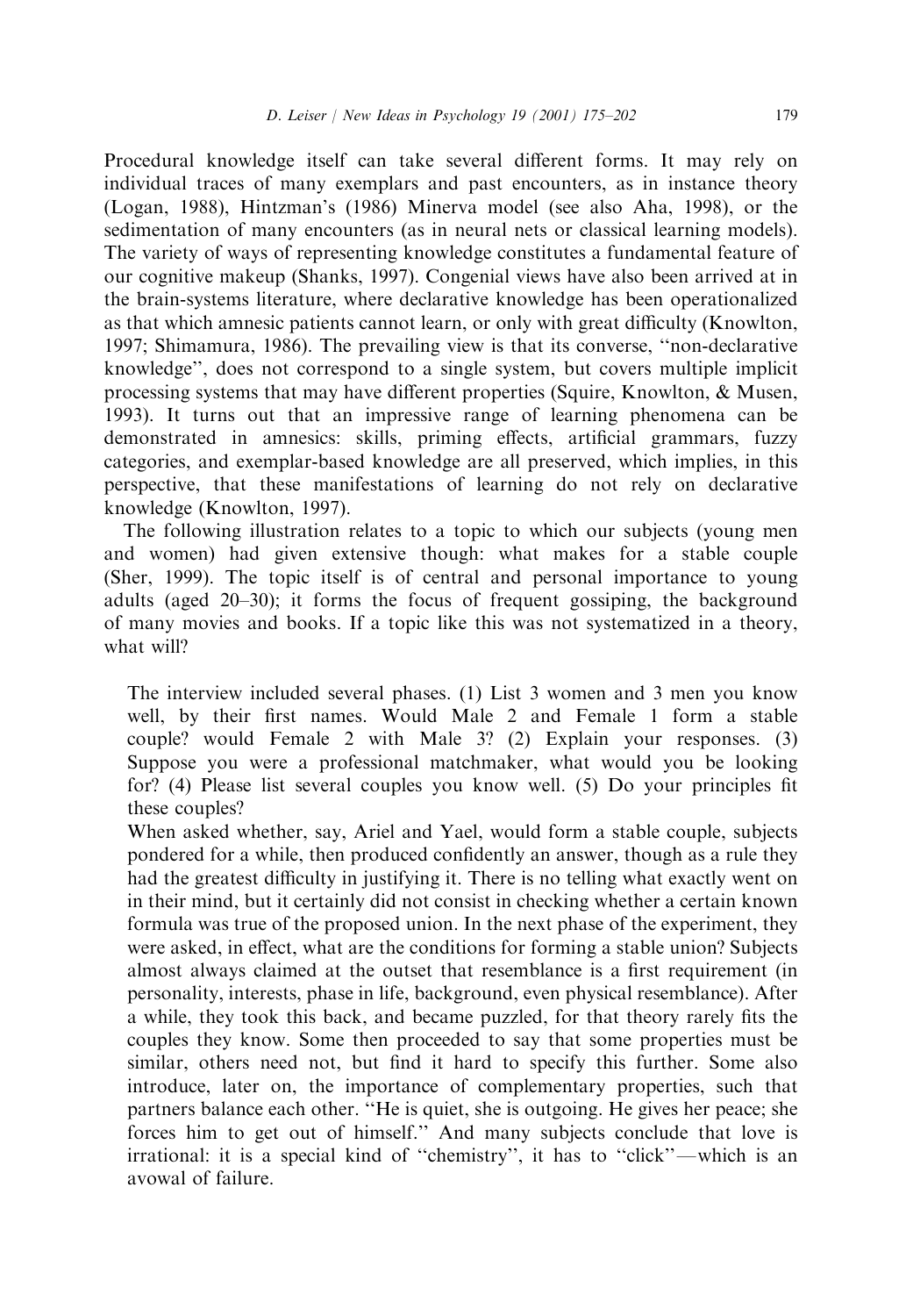Procedural knowledge itself can take several different forms. It may rely on individual traces of many exemplars and past encounters, as in instance theory (Logan, 1988), Hintzman's (1986) Minerva model (see also Aha, 1998), or the sedimentation of many encounters (as in neural nets or classical learning models). The variety of ways of representing knowledge constitutes a fundamental feature of our cognitive makeup (Shanks, 1997). Congenial views have also been arrived at in the brain-systems literature, where declarative knowledge has been operationalized as that which amnesic patients cannot learn, or only with great difficulty (Knowlton, 1997; Shimamura, 1986). The prevailing view is that its converse, "non-declarative knowledge", does not correspond to a single system, but covers multiple implicit processing systems that may have different properties (Squire, Knowlton, & Musen, 1993). It turns out that an impressive range of learning phenomena can be demonstrated in amnesics: skills, priming effects, artificial grammars, fuzzy categories, and exemplar-based knowledge are all preserved, which implies, in this perspective, that these manifestations of learning do not rely on declarative knowledge (Knowlton, 1997).

The following illustration relates to a topic to which our subjects (young men and women) had given extensive though: what makes for a stable couple (Sher, 1999). The topic itself is of central and personal importance to young adults (aged 20–30); it forms the focus of frequent gossiping, the background of many movies and books. If a topic like this was not systematized in a theory, what will?

> The interview included several phases. (1) List 3 women and 3 men you know well, by their first names. Would Male 2 and Female 1 form a stable couple? would Female 2 with Male 3? (2) Explain your responses. (3) Suppose you were a professional matchmaker, what would you be looking for? (4) Please list several couples you know well. (5) Do your principles fit these couples?
>
> When asked whether, say, Ariel and Yael, would form a stable couple, subjects pondered for a while, then produced confidently an answer, though as a rule they had the greatest difficulty in justifying it. There is no telling what exactly went on in their mind, but it certainly did not consist in checking whether a certain known formula was true of the proposed union. In the next phase of the experiment, they were asked, in effect, what are the conditions for forming a stable union? Subjects almost always claimed at the outset that resemblance is a first requirement (in personality, interests, phase in life, background, even physical resemblance). After a while, they took this back, and became puzzled, for that theory rarely fits the couples they know. Some then proceeded to say that some properties must be similar, others need not, but find it hard to specify this further. Some also introduce, later on, the importance of complementary properties, such that partners balance each other. "He is quiet, she is outgoing. He gives her peace; she forces him to get out of himself." And many subjects conclude that love is irrational: it is a special kind of "chemistry", it has to "click"—which is an avowal of failure.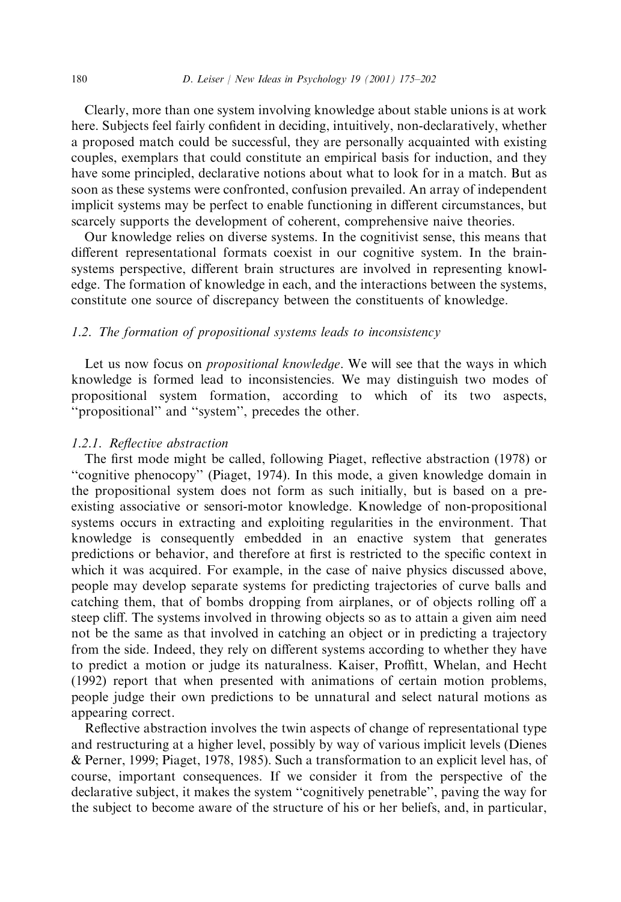Clearly, more than one system involving knowledge about stable unions is at work here. Subjects feel fairly confident in deciding, intuitively, non-declaratively, whether a proposed match could be successful, they are personally acquainted with existing couples, exemplars that could constitute an empirical basis for induction, and they have some principled, declarative notions about what to look for in a match. But as soon as these systems were confronted, confusion prevailed. An array of independent implicit systems may be perfect to enable functioning in different circumstances, but scarcely supports the development of coherent, comprehensive naive theories.

Our knowledge relies on diverse systems. In the cognitivist sense, this means that different representational formats coexist in our cognitive system. In the brain-systems perspective, different brain structures are involved in representing knowledge. The formation of knowledge in each, and the interactions between the systems, constitute one source of discrepancy between the constituents of knowledge.

### *1.2. The formation of propositional systems leads to inconsistency*

Let us now focus on *propositional knowledge*. We will see that the ways in which knowledge is formed lead to inconsistencies. We may distinguish two modes of propositional system formation, according to which of its two aspects, "propositional" and "system", precedes the other.

#### *1.2.1. Reflective abstraction*

The first mode might be called, following Piaget, reflective abstraction (1978) or "cognitive phenocopy" (Piaget, 1974). In this mode, a given knowledge domain in the propositional system does not form as such initially, but is based on a pre-existing associative or sensori-motor knowledge. Knowledge of non-propositional systems occurs in extracting and exploiting regularities in the environment. That knowledge is consequently embedded in an enactive system that generates predictions or behavior, and therefore at first is restricted to the specific context in which it was acquired. For example, in the case of naive physics discussed above, people may develop separate systems for predicting trajectories of curve balls and catching them, that of bombs dropping from airplanes, or of objects rolling off a steep cliff. The systems involved in throwing objects so as to attain a given aim need not be the same as that involved in catching an object or in predicting a trajectory from the side. Indeed, they rely on different systems according to whether they have to predict a motion or judge its naturalness. Kaiser, Proffitt, Whelan, and Hecht (1992) report that when presented with animations of certain motion problems, people judge their own predictions to be unnatural and select natural motions as appearing correct.

Reflective abstraction involves the twin aspects of change of representational type and restructuring at a higher level, possibly by way of various implicit levels (Dienes & Perner, 1999; Piaget, 1978, 1985). Such a transformation to an explicit level has, of course, important consequences. If we consider it from the perspective of the declarative subject, it makes the system "cognitively penetrable", paving the way for the subject to become aware of the structure of his or her beliefs, and, in particular,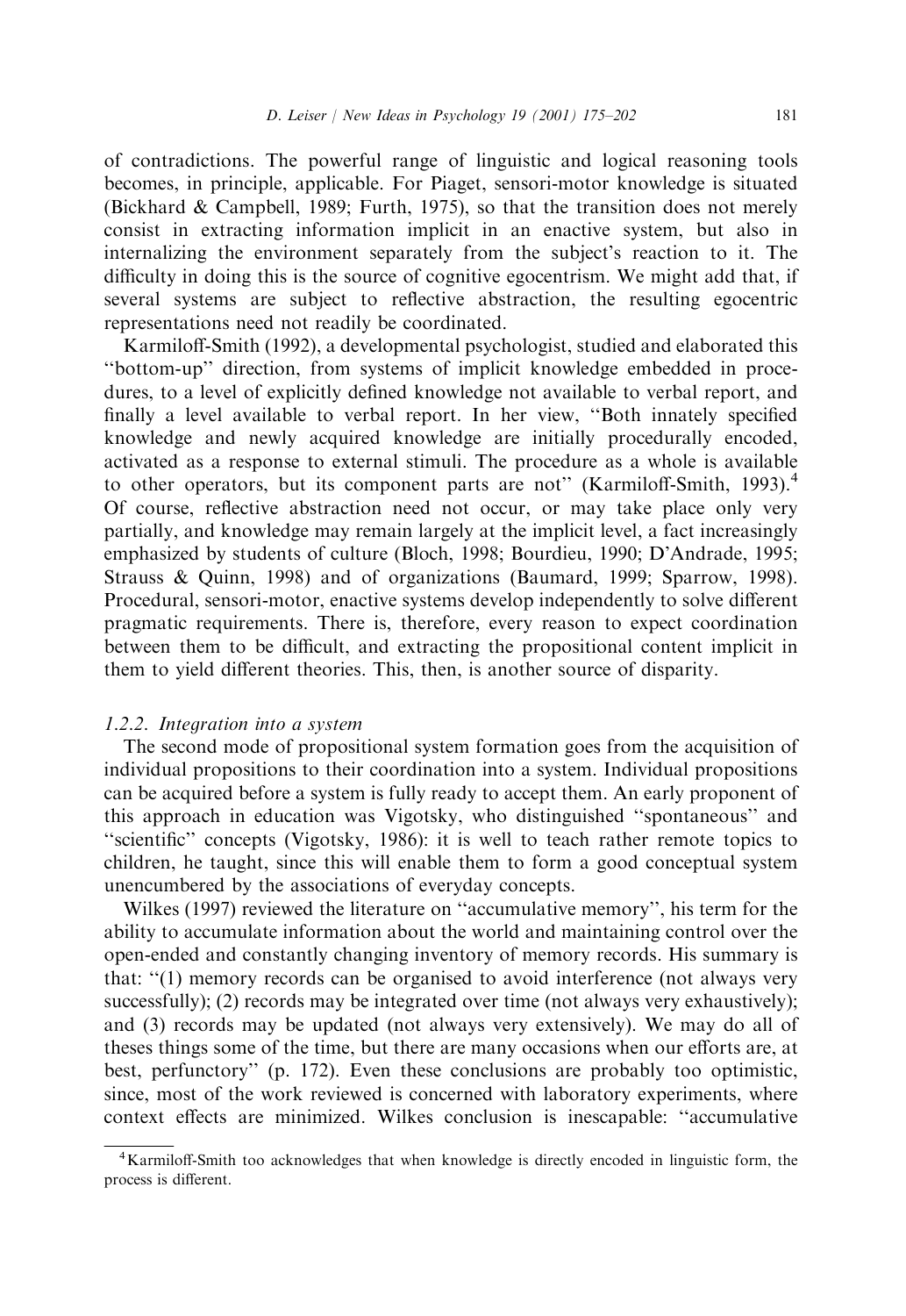of contradictions. The powerful range of linguistic and logical reasoning tools becomes, in principle, applicable. For Piaget, sensori-motor knowledge is situated (Bickhard & Campbell, 1989; Furth, 1975), so that the transition does not merely consist in extracting information implicit in an enactive system, but also in internalizing the environment separately from the subject's reaction to it. The difficulty in doing this is the source of cognitive egocentrism. We might add that, if several systems are subject to reflective abstraction, the resulting egocentric representations need not readily be coordinated.

Karmiloff-Smith (1992), a developmental psychologist, studied and elaborated this "bottom-up" direction, from systems of implicit knowledge embedded in procedures, to a level of explicitly defined knowledge not available to verbal report, and finally a level available to verbal report. In her view, "Both innately specified knowledge and newly acquired knowledge are initially procedurally encoded, activated as a response to external stimuli. The procedure as a whole is available to other operators, but its component parts are not" (Karmiloff-Smith, 1993).[4] Of course, reflective abstraction need not occur, or may take place only very partially, and knowledge may remain largely at the implicit level, a fact increasingly emphasized by students of culture (Bloch, 1998; Bourdieu, 1990; D'Andrade, 1995; Strauss & Quinn, 1998) and of organizations (Baumard, 1999; Sparrow, 1998). Procedural, sensori-motor, enactive systems develop independently to solve different pragmatic requirements. There is, therefore, every reason to expect coordination between them to be difficult, and extracting the propositional content implicit in them to yield different theories. This, then, is another source of disparity.

### *1.2.2. Integration into a system*

The second mode of propositional system formation goes from the acquisition of individual propositions to their coordination into a system. Individual propositions can be acquired before a system is fully ready to accept them. An early proponent of this approach in education was Vigotsky, who distinguished "spontaneous" and "scientific" concepts (Vigotsky, 1986): it is well to teach rather remote topics to children, he taught, since this will enable them to form a good conceptual system unencumbered by the associations of everyday concepts.

Wilkes (1997) reviewed the literature on "accumulative memory", his term for the ability to accumulate information about the world and maintaining control over the open-ended and constantly changing inventory of memory records. His summary is that: "(1) memory records can be organised to avoid interference (not always very successfully); (2) records may be integrated over time (not always very exhaustively); and (3) records may be updated (not always very extensively). We may do all of theses things some of the time, but there are many occasions when our efforts are, at best, perfunctory" (p. 172). Even these conclusions are probably too optimistic, since, most of the work reviewed is concerned with laboratory experiments, where context effects are minimized. Wilkes conclusion is inescapable: "accumulative

---

[4] Karmiloff-Smith too acknowledges that when knowledge is directly encoded in linguistic form, the process is different.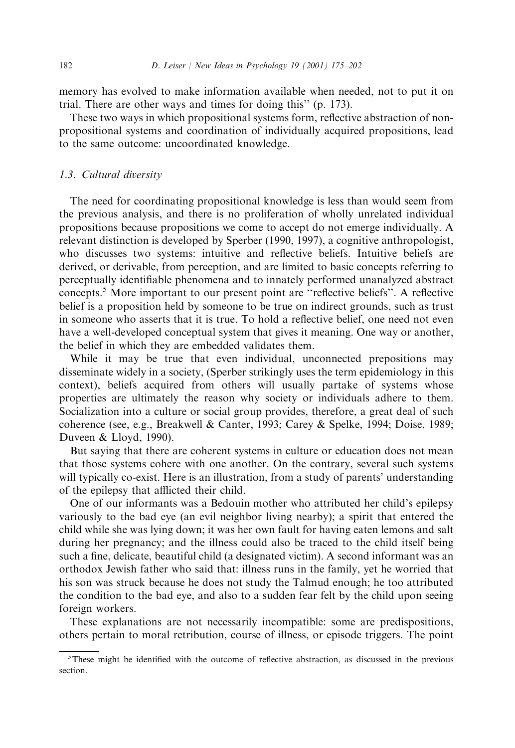memory has evolved to make information available when needed, not to put it on trial. There are other ways and times for doing this'' (p. 173).

These two ways in which propositional systems form, reflective abstraction of non-propositional systems and coordination of individually acquired propositions, lead to the same outcome: uncoordinated knowledge.

### 1.3. Cultural diversity

The need for coordinating propositional knowledge is less than would seem from the previous analysis, and there is no proliferation of wholly unrelated individual propositions because propositions we come to accept do not emerge individually. A relevant distinction is developed by Sperber (1990, 1997), a cognitive anthropologist, who discusses two systems: intuitive and reflective beliefs. Intuitive beliefs are derived, or derivable, from perception, and are limited to basic concepts referring to perceptually identifiable phenomena and to innately performed unanalyzed abstract concepts.[5] More important to our present point are ''reflective beliefs''. A reflective belief is a proposition held by someone to be true on indirect grounds, such as trust in someone who asserts that it is true. To hold a reflective belief, one need not even have a well-developed conceptual system that gives it meaning. One way or another, the belief in which they are embedded validates them.

While it may be true that even individual, unconnected prepositions may disseminate widely in a society, (Sperber strikingly uses the term epidemiology in this context), beliefs acquired from others will usually partake of systems whose properties are ultimately the reason why society or individuals adhere to them. Socialization into a culture or social group provides, therefore, a great deal of such coherence (see, e.g., Breakwell & Canter, 1993; Carey & Spelke, 1994; Doise, 1989; Duveen & Lloyd, 1990).

But saying that there are coherent systems in culture or education does not mean that those systems cohere with one another. On the contrary, several such systems will typically co-exist. Here is an illustration, from a study of parents' understanding of the epilepsy that afflicted their child.

One of our informants was a Bedouin mother who attributed her child's epilepsy variously to the bad eye (an evil neighbor living nearby); a spirit that entered the child while she was lying down; it was her own fault for having eaten lemons and salt during her pregnancy; and the illness could also be traced to the child itself being such a fine, delicate, beautiful child (a designated victim). A second informant was an orthodox Jewish father who said that: illness runs in the family, yet he worried that his son was struck because he does not study the Talmud enough; he too attributed the condition to the bad eye, and also to a sudden fear felt by the child upon seeing foreign workers.

These explanations are not necessarily incompatible: some are predispositions, others pertain to moral retribution, course of illness, or episode triggers. The point

[5] These might be identified with the outcome of reflective abstraction, as discussed in the previous section.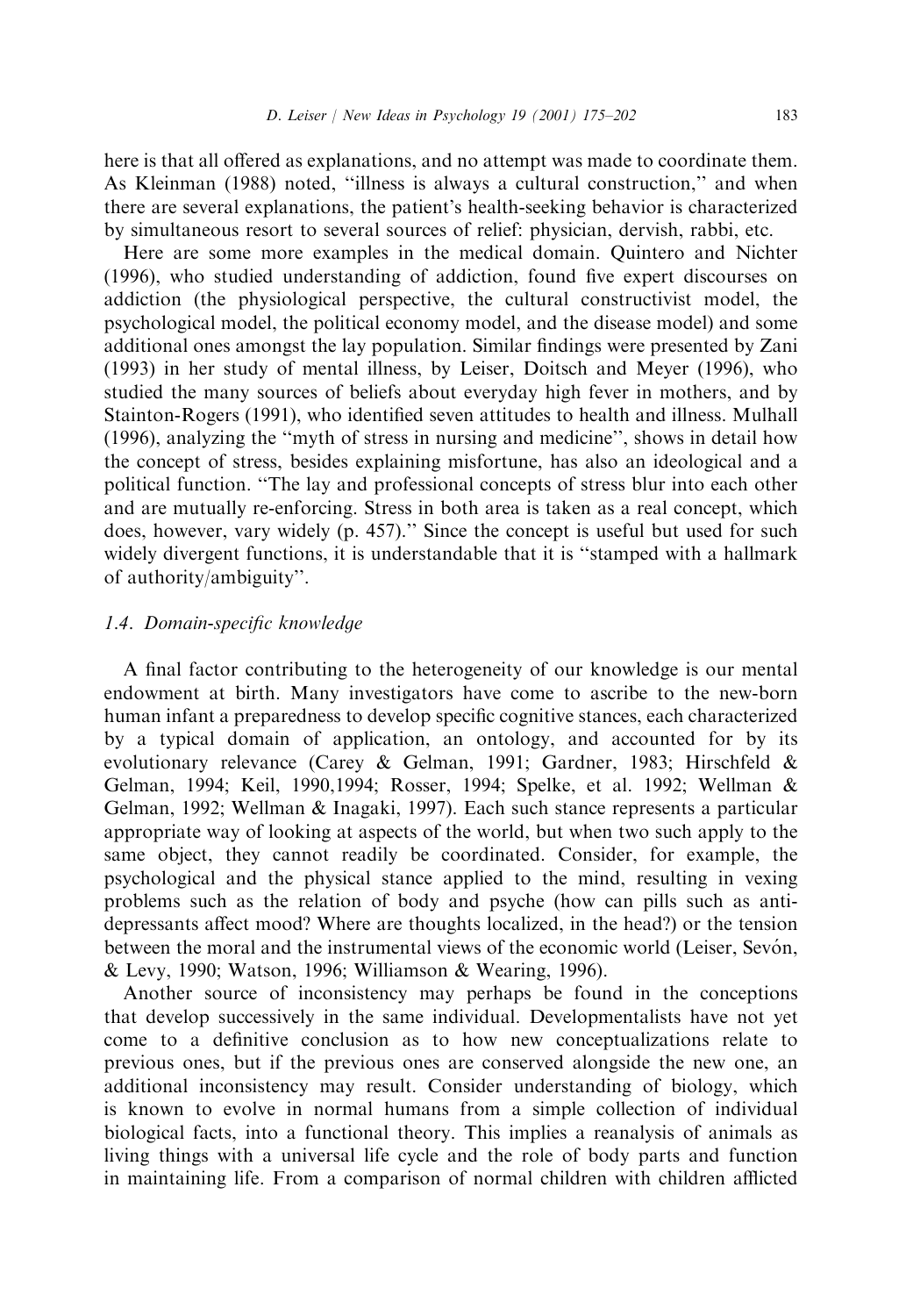here is that all offered as explanations, and no attempt was made to coordinate them. As Kleinman (1988) noted, "illness is always a cultural construction," and when there are several explanations, the patient's health-seeking behavior is characterized by simultaneous resort to several sources of relief: physician, dervish, rabbi, etc.

Here are some more examples in the medical domain. Quintero and Nichter (1996), who studied understanding of addiction, found five expert discourses on addiction (the physiological perspective, the cultural constructivist model, the psychological model, the political economy model, and the disease model) and some additional ones amongst the lay population. Similar findings were presented by Zani (1993) in her study of mental illness, by Leiser, Doitsch and Meyer (1996), who studied the many sources of beliefs about everyday high fever in mothers, and by Stainton-Rogers (1991), who identified seven attitudes to health and illness. Mulhall (1996), analyzing the "myth of stress in nursing and medicine", shows in detail how the concept of stress, besides explaining misfortune, has also an ideological and a political function. "The lay and professional concepts of stress blur into each other and are mutually re-enforcing. Stress in both area is taken as a real concept, which does, however, vary widely (p. 457)." Since the concept is useful but used for such widely divergent functions, it is understandable that it is "stamped with a hallmark of authority/ambiguity".

### *1.4. Domain-specific knowledge*

A final factor contributing to the heterogeneity of our knowledge is our mental endowment at birth. Many investigators have come to ascribe to the new-born human infant a preparedness to develop specific cognitive stances, each characterized by a typical domain of application, an ontology, and accounted for by its evolutionary relevance (Carey & Gelman, 1991; Gardner, 1983; Hirschfeld & Gelman, 1994; Keil, 1990,1994; Rosser, 1994; Spelke, et al. 1992; Wellman & Gelman, 1992; Wellman & Inagaki, 1997). Each such stance represents a particular appropriate way of looking at aspects of the world, but when two such apply to the same object, they cannot readily be coordinated. Consider, for example, the psychological and the physical stance applied to the mind, resulting in vexing problems such as the relation of body and psyche (how can pills such as anti-depressants affect mood? Where are thoughts localized, in the head?) or the tension between the moral and the instrumental views of the economic world (Leiser, Sevón, & Levy, 1990; Watson, 1996; Williamson & Wearing, 1996).

Another source of inconsistency may perhaps be found in the conceptions that develop successively in the same individual. Developmentalists have not yet come to a definitive conclusion as to how new conceptualizations relate to previous ones, but if the previous ones are conserved alongside the new one, an additional inconsistency may result. Consider understanding of biology, which is known to evolve in normal humans from a simple collection of individual biological facts, into a functional theory. This implies a reanalysis of animals as living things with a universal life cycle and the role of body parts and function in maintaining life. From a comparison of normal children with children afflicted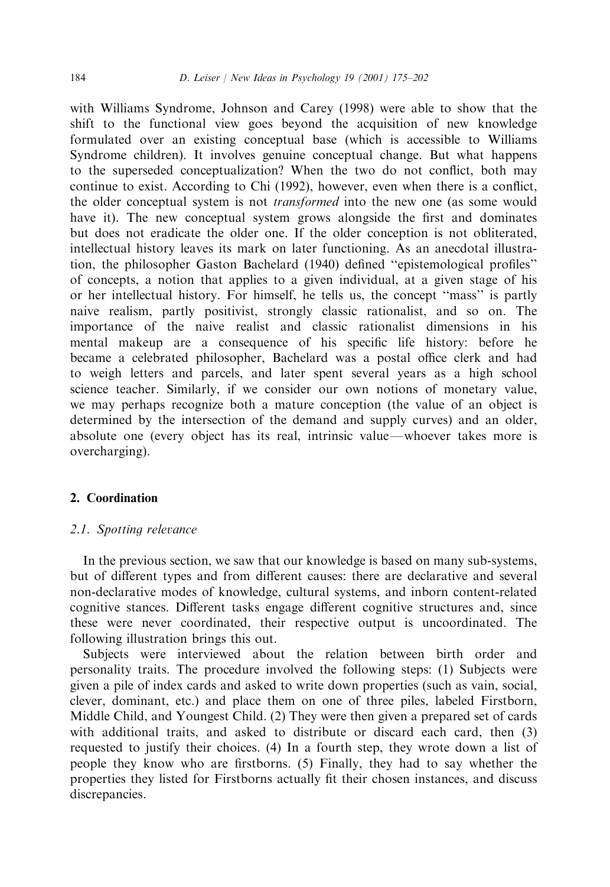with Williams Syndrome, Johnson and Carey (1998) were able to show that the shift to the functional view goes beyond the acquisition of new knowledge formulated over an existing conceptual base (which is accessible to Williams Syndrome children). It involves genuine conceptual change. But what happens to the superseded conceptualization? When the two do not conflict, both may continue to exist. According to Chi (1992), however, even when there is a conflict, the older conceptual system is not *transformed* into the new one (as some would have it). The new conceptual system grows alongside the first and dominates but does not eradicate the older one. If the older conception is not obliterated, intellectual history leaves its mark on later functioning. As an anecdotal illustration, the philosopher Gaston Bachelard (1940) defined "epistemological profiles" of concepts, a notion that applies to a given individual, at a given stage of his or her intellectual history. For himself, he tells us, the concept "mass" is partly naive realism, partly positivist, strongly classic rationalist, and so on. The importance of the naive realist and classic rationalist dimensions in his mental makeup are a consequence of his specific life history: before he became a celebrated philosopher, Bachelard was a postal office clerk and had to weigh letters and parcels, and later spent several years as a high school science teacher. Similarly, if we consider our own notions of monetary value, we may perhaps recognize both a mature conception (the value of an object is determined by the intersection of the demand and supply curves) and an older, absolute one (every object has its real, intrinsic value—whoever takes more is overcharging).

## 2. Coordination

### *2.1. Spotting relevance*

In the previous section, we saw that our knowledge is based on many sub-systems, but of different types and from different causes: there are declarative and several non-declarative modes of knowledge, cultural systems, and inborn content-related cognitive stances. Different tasks engage different cognitive structures and, since these were never coordinated, their respective output is uncoordinated. The following illustration brings this out.

Subjects were interviewed about the relation between birth order and personality traits. The procedure involved the following steps: (1) Subjects were given a pile of index cards and asked to write down properties (such as vain, social, clever, dominant, etc.) and place them on one of three piles, labeled Firstborn, Middle Child, and Youngest Child. (2) They were then given a prepared set of cards with additional traits, and asked to distribute or discard each card, then (3) requested to justify their choices. (4) In a fourth step, they wrote down a list of people they know who are firstborns. (5) Finally, they had to say whether the properties they listed for Firstborns actually fit their chosen instances, and discuss discrepancies.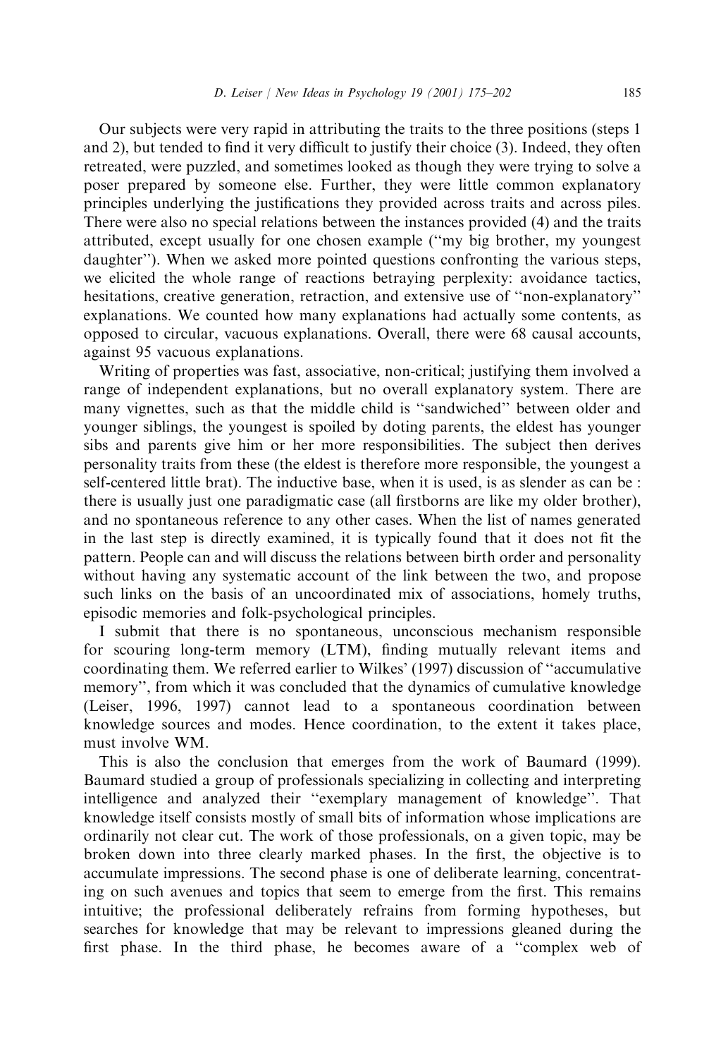Our subjects were very rapid in attributing the traits to the three positions (steps 1 and 2), but tended to find it very difficult to justify their choice (3). Indeed, they often retreated, were puzzled, and sometimes looked as though they were trying to solve a poser prepared by someone else. Further, they were little common explanatory principles underlying the justifications they provided across traits and across piles. There were also no special relations between the instances provided (4) and the traits attributed, except usually for one chosen example (''my big brother, my youngest daughter''). When we asked more pointed questions confronting the various steps, we elicited the whole range of reactions betraying perplexity: avoidance tactics, hesitations, creative generation, retraction, and extensive use of ''non-explanatory'' explanations. We counted how many explanations had actually some contents, as opposed to circular, vacuous explanations. Overall, there were 68 causal accounts, against 95 vacuous explanations.

Writing of properties was fast, associative, non-critical; justifying them involved a range of independent explanations, but no overall explanatory system. There are many vignettes, such as that the middle child is ''sandwiched'' between older and younger siblings, the youngest is spoiled by doting parents, the eldest has younger sibs and parents give him or her more responsibilities. The subject then derives personality traits from these (the eldest is therefore more responsible, the youngest a self-centered little brat). The inductive base, when it is used, is as slender as can be : there is usually just one paradigmatic case (all firstborns are like my older brother), and no spontaneous reference to any other cases. When the list of names generated in the last step is directly examined, it is typically found that it does not fit the pattern. People can and will discuss the relations between birth order and personality without having any systematic account of the link between the two, and propose such links on the basis of an uncoordinated mix of associations, homely truths, episodic memories and folk-psychological principles.

I submit that there is no spontaneous, unconscious mechanism responsible for scouring long-term memory (LTM), finding mutually relevant items and coordinating them. We referred earlier to Wilkes' (1997) discussion of ''accumulative memory'', from which it was concluded that the dynamics of cumulative knowledge (Leiser, 1996, 1997) cannot lead to a spontaneous coordination between knowledge sources and modes. Hence coordination, to the extent it takes place, must involve WM.

This is also the conclusion that emerges from the work of Baumard (1999). Baumard studied a group of professionals specializing in collecting and interpreting intelligence and analyzed their ''exemplary management of knowledge''. That knowledge itself consists mostly of small bits of information whose implications are ordinarily not clear cut. The work of those professionals, on a given topic, may be broken down into three clearly marked phases. In the first, the objective is to accumulate impressions. The second phase is one of deliberate learning, concentrating on such avenues and topics that seem to emerge from the first. This remains intuitive; the professional deliberately refrains from forming hypotheses, but searches for knowledge that may be relevant to impressions gleaned during the first phase. In the third phase, he becomes aware of a ''complex web of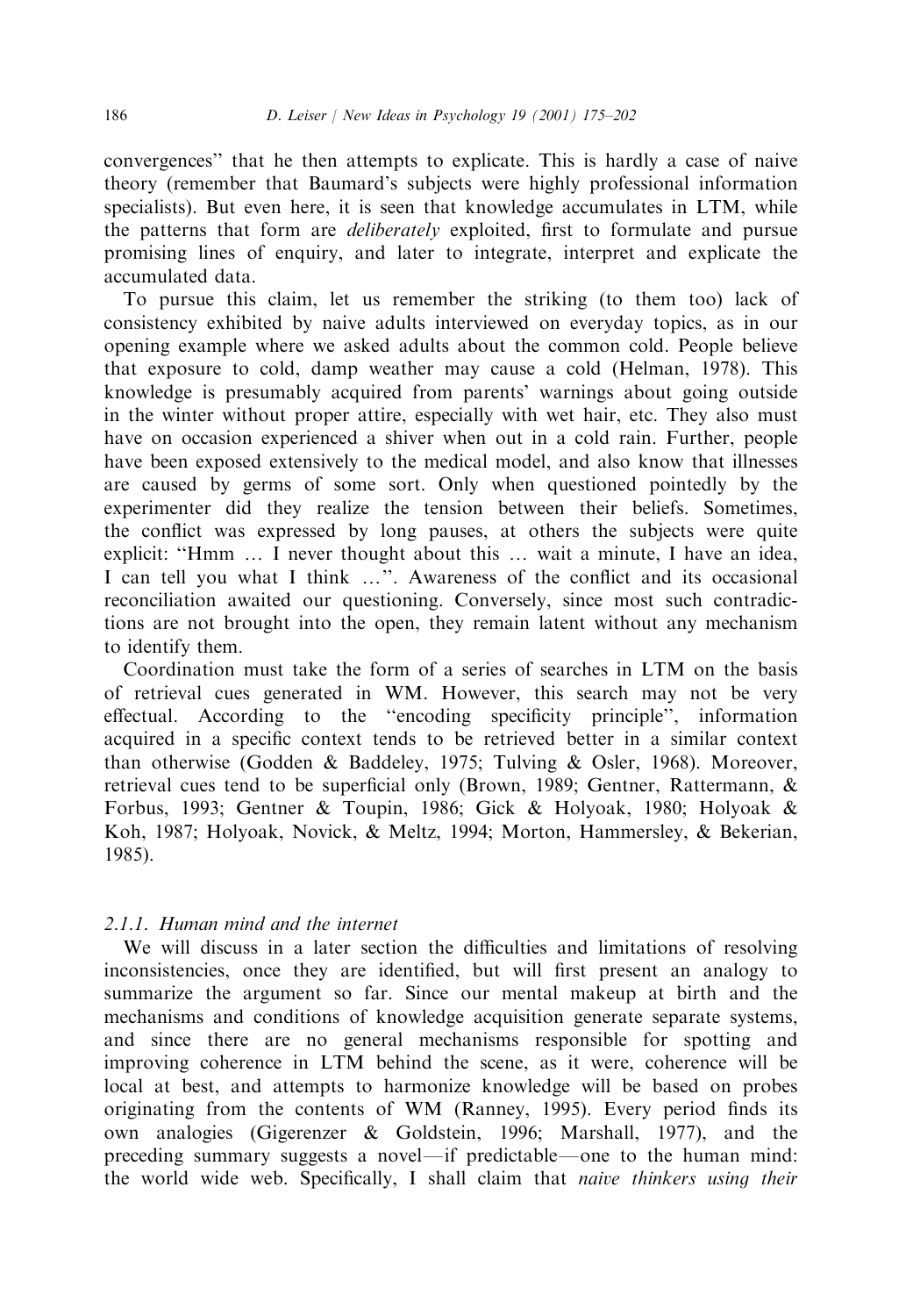convergences" that he then attempts to explicate. This is hardly a case of naive theory (remember that Baumard's subjects were highly professional information specialists). But even here, it is seen that knowledge accumulates in LTM, while the patterns that form are *deliberately* exploited, first to formulate and pursue promising lines of enquiry, and later to integrate, interpret and explicate the accumulated data.

To pursue this claim, let us remember the striking (to them too) lack of consistency exhibited by naive adults interviewed on everyday topics, as in our opening example where we asked adults about the common cold. People believe that exposure to cold, damp weather may cause a cold (Helman, 1978). This knowledge is presumably acquired from parents' warnings about going outside in the winter without proper attire, especially with wet hair, etc. They also must have on occasion experienced a shiver when out in a cold rain. Further, people have been exposed extensively to the medical model, and also know that illnesses are caused by germs of some sort. Only when questioned pointedly by the experimenter did they realize the tension between their beliefs. Sometimes, the conflict was expressed by long pauses, at others the subjects were quite explicit: "Hmm … I never thought about this … wait a minute, I have an idea, I can tell you what I think …". Awareness of the conflict and its occasional reconciliation awaited our questioning. Conversely, since most such contradictions are not brought into the open, they remain latent without any mechanism to identify them.

Coordination must take the form of a series of searches in LTM on the basis of retrieval cues generated in WM. However, this search may not be very effectual. According to the "encoding specificity principle", information acquired in a specific context tends to be retrieved better in a similar context than otherwise (Godden & Baddeley, 1975; Tulving & Osler, 1968). Moreover, retrieval cues tend to be superficial only (Brown, 1989; Gentner, Rattermann, & Forbus, 1993; Gentner & Toupin, 1986; Gick & Holyoak, 1980; Holyoak & Koh, 1987; Holyoak, Novick, & Meltz, 1994; Morton, Hammersley, & Bekerian, 1985).

#### 2.1.1. Human mind and the internet

We will discuss in a later section the difficulties and limitations of resolving inconsistencies, once they are identified, but will first present an analogy to summarize the argument so far. Since our mental makeup at birth and the mechanisms and conditions of knowledge acquisition generate separate systems, and since there are no general mechanisms responsible for spotting and improving coherence in LTM behind the scene, as it were, coherence will be local at best, and attempts to harmonize knowledge will be based on probes originating from the contents of WM (Ranney, 1995). Every period finds its own analogies (Gigerenzer & Goldstein, 1996; Marshall, 1977), and the preceding summary suggests a novel—if predictable—one to the human mind: the world wide web. Specifically, I shall claim that *naive thinkers using their*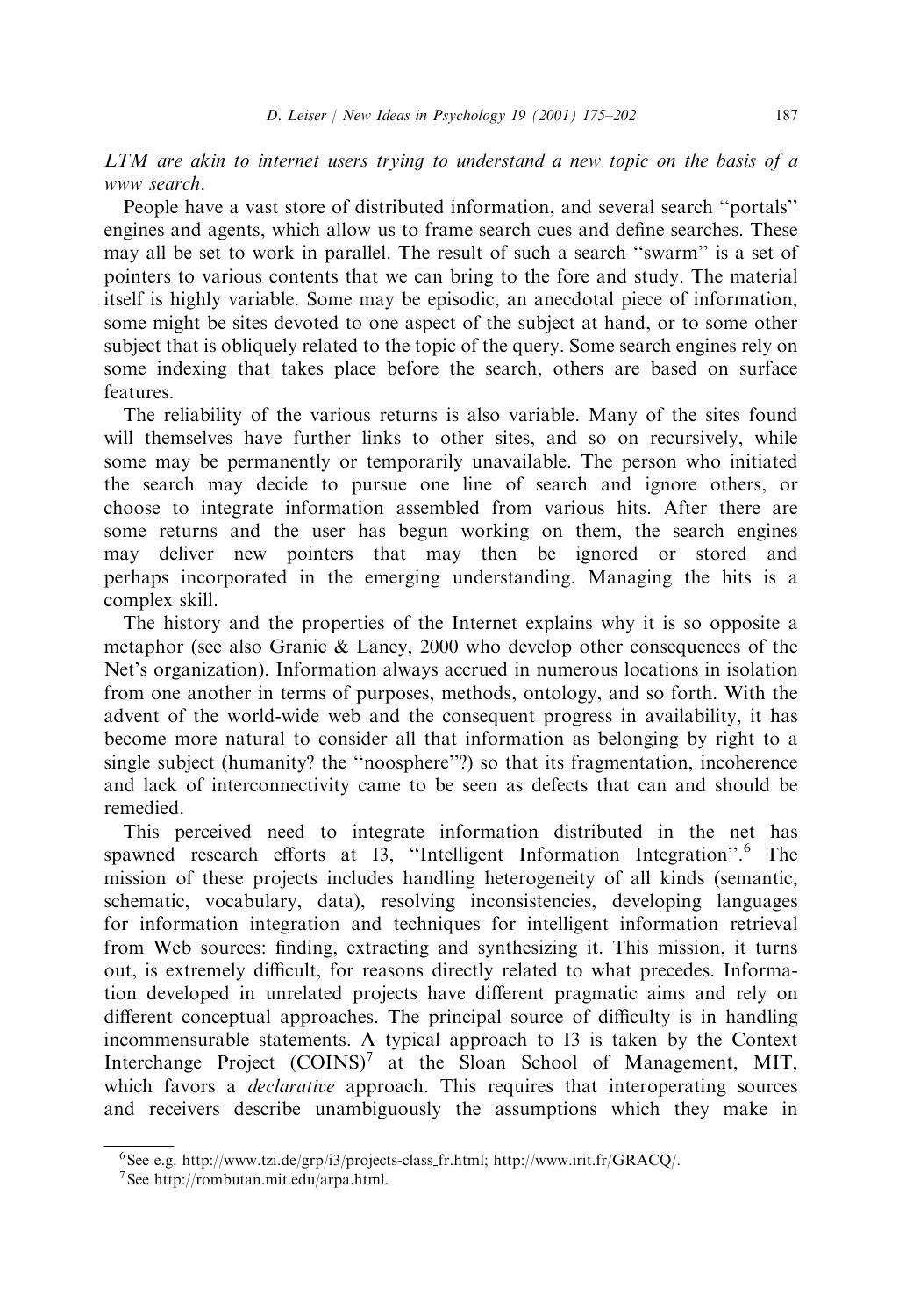*LTM are akin to internet users trying to understand a new topic on the basis of a www search.*

People have a vast store of distributed information, and several search "portals" engines and agents, which allow us to frame search cues and define searches. These may all be set to work in parallel. The result of such a search "swarm" is a set of pointers to various contents that we can bring to the fore and study. The material itself is highly variable. Some may be episodic, an anecdotal piece of information, some might be sites devoted to one aspect of the subject at hand, or to some other subject that is obliquely related to the topic of the query. Some search engines rely on some indexing that takes place before the search, others are based on surface features.

The reliability of the various returns is also variable. Many of the sites found will themselves have further links to other sites, and so on recursively, while some may be permanently or temporarily unavailable. The person who initiated the search may decide to pursue one line of search and ignore others, or choose to integrate information assembled from various hits. After there are some returns and the user has begun working on them, the search engines may deliver new pointers that may then be ignored or stored and perhaps incorporated in the emerging understanding. Managing the hits is a complex skill.

The history and the properties of the Internet explains why it is so opposite a metaphor (see also Granic & Laney, 2000 who develop other consequences of the Net's organization). Information always accrued in numerous locations in isolation from one another in terms of purposes, methods, ontology, and so forth. With the advent of the world-wide web and the consequent progress in availability, it has become more natural to consider all that information as belonging by right to a single subject (humanity? the "noosphere"?) so that its fragmentation, incoherence and lack of interconnectivity came to be seen as defects that can and should be remedied.

This perceived need to integrate information distributed in the net has spawned research efforts at I3, "Intelligent Information Integration".[6] The mission of these projects includes handling heterogeneity of all kinds (semantic, schematic, vocabulary, data), resolving inconsistencies, developing languages for information integration and techniques for intelligent information retrieval from Web sources: finding, extracting and synthesizing it. This mission, it turns out, is extremely difficult, for reasons directly related to what precedes. Information developed in unrelated projects have different pragmatic aims and rely on different conceptual approaches. The principal source of difficulty is in handling incommensurable statements. A typical approach to I3 is taken by the Context Interchange Project (COINS)[7] at the Sloan School of Management, MIT, which favors a *declarative* approach. This requires that interoperating sources and receivers describe unambiguously the assumptions which they make in

---

[6] See e.g. http://www.tzi.de/grp/i3/projects-class_fr.html; http://www.irit.fr/GRACQ/.

[7] See http://rombutan.mit.edu/arpa.html.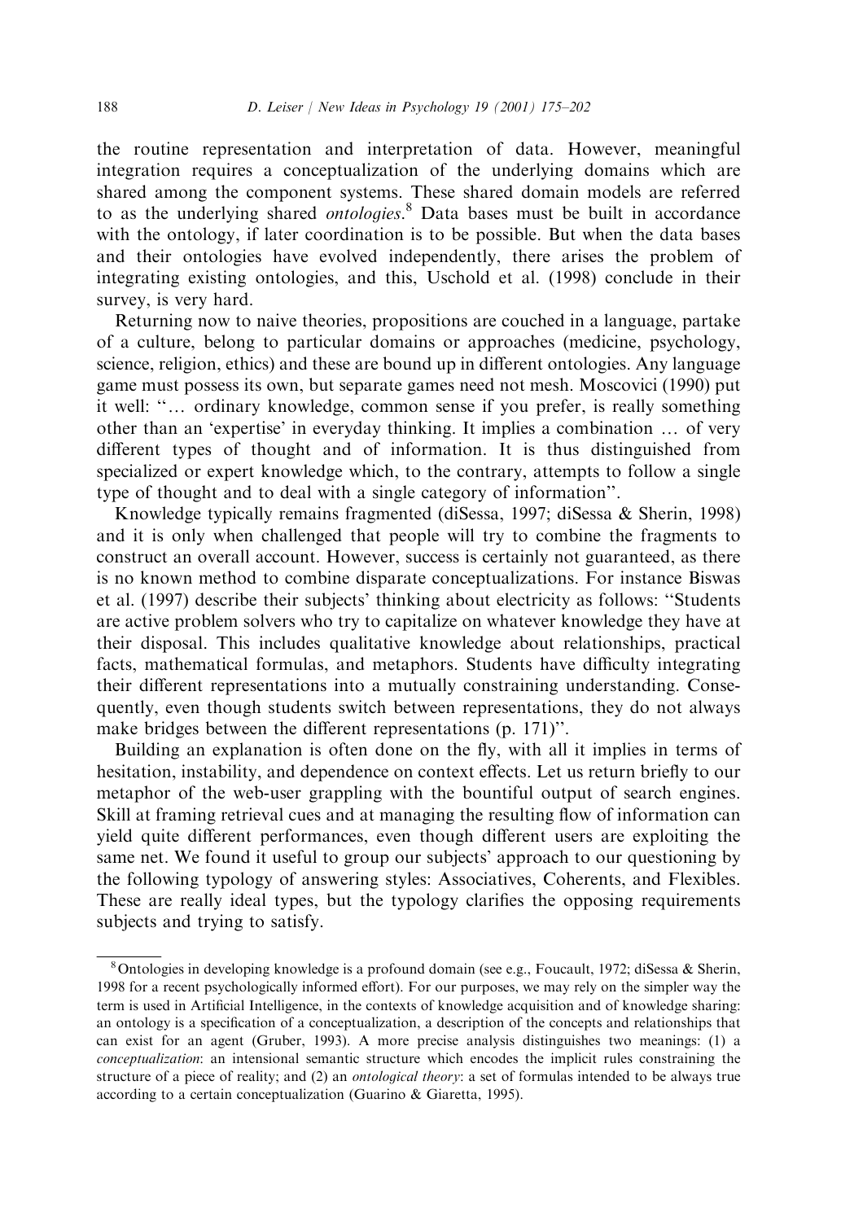the routine representation and interpretation of data. However, meaningful integration requires a conceptualization of the underlying domains which are shared among the component systems. These shared domain models are referred to as the underlying shared *ontologies*.[8] Data bases must be built in accordance with the ontology, if later coordination is to be possible. But when the data bases and their ontologies have evolved independently, there arises the problem of integrating existing ontologies, and this, Uschold et al. (1998) conclude in their survey, is very hard.

Returning now to naive theories, propositions are couched in a language, partake of a culture, belong to particular domains or approaches (medicine, psychology, science, religion, ethics) and these are bound up in different ontologies. Any language game must possess its own, but separate games need not mesh. Moscovici (1990) put it well: "… ordinary knowledge, common sense if you prefer, is really something other than an 'expertise' in everyday thinking. It implies a combination … of very different types of thought and of information. It is thus distinguished from specialized or expert knowledge which, to the contrary, attempts to follow a single type of thought and to deal with a single category of information".

Knowledge typically remains fragmented (diSessa, 1997; diSessa & Sherin, 1998) and it is only when challenged that people will try to combine the fragments to construct an overall account. However, success is certainly not guaranteed, as there is no known method to combine disparate conceptualizations. For instance Biswas et al. (1997) describe their subjects' thinking about electricity as follows: "Students are active problem solvers who try to capitalize on whatever knowledge they have at their disposal. This includes qualitative knowledge about relationships, practical facts, mathematical formulas, and metaphors. Students have difficulty integrating their different representations into a mutually constraining understanding. Consequently, even though students switch between representations, they do not always make bridges between the different representations (p. 171)".

Building an explanation is often done on the fly, with all it implies in terms of hesitation, instability, and dependence on context effects. Let us return briefly to our metaphor of the web-user grappling with the bountiful output of search engines. Skill at framing retrieval cues and at managing the resulting flow of information can yield quite different performances, even though different users are exploiting the same net. We found it useful to group our subjects' approach to our questioning by the following typology of answering styles: Associatives, Coherents, and Flexibles. These are really ideal types, but the typology clarifies the opposing requirements subjects and trying to satisfy.

---

[8] Ontologies in developing knowledge is a profound domain (see e.g., Foucault, 1972; diSessa & Sherin, 1998 for a recent psychologically informed effort). For our purposes, we may rely on the simpler way the term is used in Artificial Intelligence, in the contexts of knowledge acquisition and of knowledge sharing: an ontology is a specification of a conceptualization, a description of the concepts and relationships that can exist for an agent (Gruber, 1993). A more precise analysis distinguishes two meanings: (1) a *conceptualization*: an intensional semantic structure which encodes the implicit rules constraining the structure of a piece of reality; and (2) an *ontological theory*: a set of formulas intended to be always true according to a certain conceptualization (Guarino & Giaretta, 1995).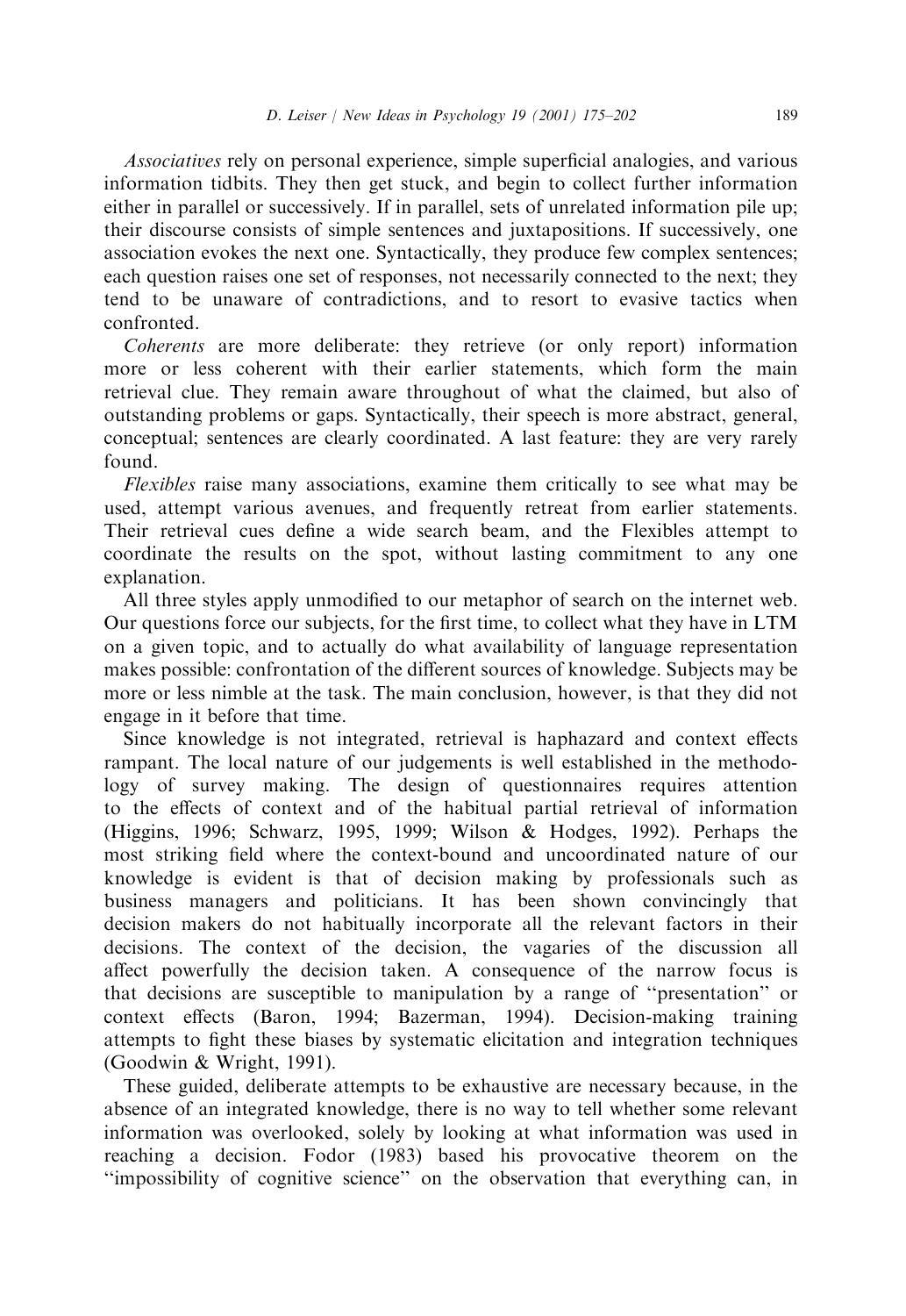*Associatives* rely on personal experience, simple superficial analogies, and various information tidbits. They then get stuck, and begin to collect further information either in parallel or successively. If in parallel, sets of unrelated information pile up; their discourse consists of simple sentences and juxtapositions. If successively, one association evokes the next one. Syntactically, they produce few complex sentences; each question raises one set of responses, not necessarily connected to the next; they tend to be unaware of contradictions, and to resort to evasive tactics when confronted.

*Coherents* are more deliberate: they retrieve (or only report) information more or less coherent with their earlier statements, which form the main retrieval clue. They remain aware throughout of what the claimed, but also of outstanding problems or gaps. Syntactically, their speech is more abstract, general, conceptual; sentences are clearly coordinated. A last feature: they are very rarely found.

*Flexibles* raise many associations, examine them critically to see what may be used, attempt various avenues, and frequently retreat from earlier statements. Their retrieval cues define a wide search beam, and the Flexibles attempt to coordinate the results on the spot, without lasting commitment to any one explanation.

All three styles apply unmodified to our metaphor of search on the internet web. Our questions force our subjects, for the first time, to collect what they have in LTM on a given topic, and to actually do what availability of language representation makes possible: confrontation of the different sources of knowledge. Subjects may be more or less nimble at the task. The main conclusion, however, is that they did not engage in it before that time.

Since knowledge is not integrated, retrieval is haphazard and context effects rampant. The local nature of our judgements is well established in the methodology of survey making. The design of questionnaires requires attention to the effects of context and of the habitual partial retrieval of information (Higgins, 1996; Schwarz, 1995, 1999; Wilson & Hodges, 1992). Perhaps the most striking field where the context-bound and uncoordinated nature of our knowledge is evident is that of decision making by professionals such as business managers and politicians. It has been shown convincingly that decision makers do not habitually incorporate all the relevant factors in their decisions. The context of the decision, the vagaries of the discussion all affect powerfully the decision taken. A consequence of the narrow focus is that decisions are susceptible to manipulation by a range of "presentation" or context effects (Baron, 1994; Bazerman, 1994). Decision-making training attempts to fight these biases by systematic elicitation and integration techniques (Goodwin & Wright, 1991).

These guided, deliberate attempts to be exhaustive are necessary because, in the absence of an integrated knowledge, there is no way to tell whether some relevant information was overlooked, solely by looking at what information was used in reaching a decision. Fodor (1983) based his provocative theorem on the "impossibility of cognitive science" on the observation that everything can, in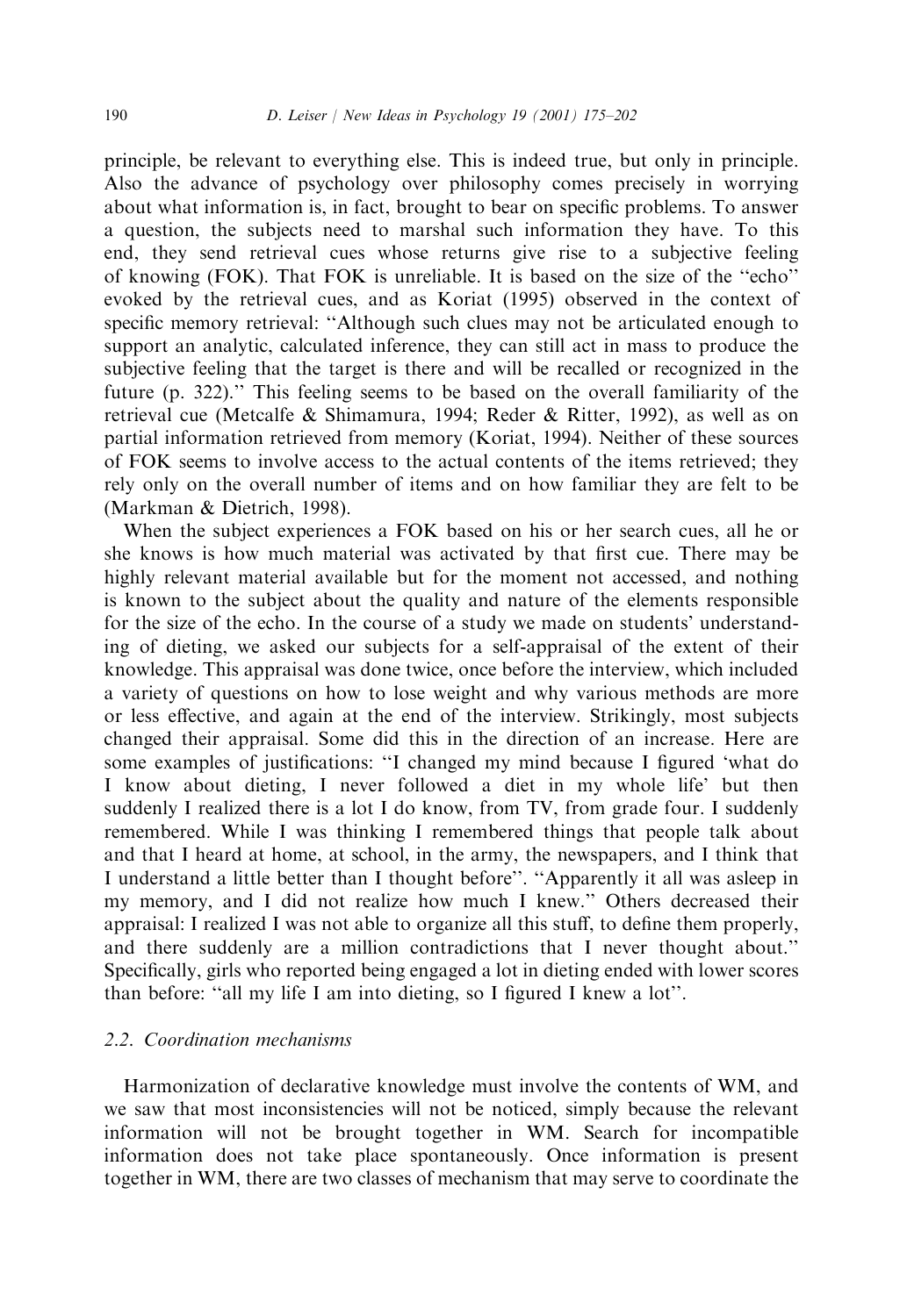principle, be relevant to everything else. This is indeed true, but only in principle. Also the advance of psychology over philosophy comes precisely in worrying about what information is, in fact, brought to bear on specific problems. To answer a question, the subjects need to marshal such information they have. To this end, they send retrieval cues whose returns give rise to a subjective feeling of knowing (FOK). That FOK is unreliable. It is based on the size of the "echo" evoked by the retrieval cues, and as Koriat (1995) observed in the context of specific memory retrieval: "Although such clues may not be articulated enough to support an analytic, calculated inference, they can still act in mass to produce the subjective feeling that the target is there and will be recalled or recognized in the future (p. 322)." This feeling seems to be based on the overall familiarity of the retrieval cue (Metcalfe & Shimamura, 1994; Reder & Ritter, 1992), as well as on partial information retrieved from memory (Koriat, 1994). Neither of these sources of FOK seems to involve access to the actual contents of the items retrieved; they rely only on the overall number of items and on how familiar they are felt to be (Markman & Dietrich, 1998).

When the subject experiences a FOK based on his or her search cues, all he or she knows is how much material was activated by that first cue. There may be highly relevant material available but for the moment not accessed, and nothing is known to the subject about the quality and nature of the elements responsible for the size of the echo. In the course of a study we made on students' understanding of dieting, we asked our subjects for a self-appraisal of the extent of their knowledge. This appraisal was done twice, once before the interview, which included a variety of questions on how to lose weight and why various methods are more or less effective, and again at the end of the interview. Strikingly, most subjects changed their appraisal. Some did this in the direction of an increase. Here are some examples of justifications: "I changed my mind because I figured 'what do I know about dieting, I never followed a diet in my whole life' but then suddenly I realized there is a lot I do know, from TV, from grade four. I suddenly remembered. While I was thinking I remembered things that people talk about and that I heard at home, at school, in the army, the newspapers, and I think that I understand a little better than I thought before". "Apparently it all was asleep in my memory, and I did not realize how much I knew." Others decreased their appraisal: I realized I was not able to organize all this stuff, to define them properly, and there suddenly are a million contradictions that I never thought about." Specifically, girls who reported being engaged a lot in dieting ended with lower scores than before: "all my life I am into dieting, so I figured I knew a lot".

### 2.2. Coordination mechanisms

Harmonization of declarative knowledge must involve the contents of WM, and we saw that most inconsistencies will not be noticed, simply because the relevant information will not be brought together in WM. Search for incompatible information does not take place spontaneously. Once information is present together in WM, there are two classes of mechanism that may serve to coordinate the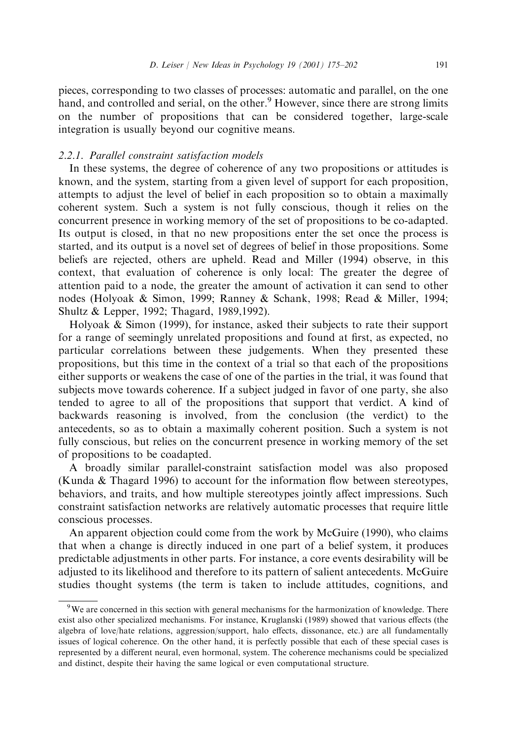pieces, corresponding to two classes of processes: automatic and parallel, on the one hand, and controlled and serial, on the other.[9] However, since there are strong limits on the number of propositions that can be considered together, large-scale integration is usually beyond our cognitive means.

### 2.2.1. Parallel constraint satisfaction models

In these systems, the degree of coherence of any two propositions or attitudes is known, and the system, starting from a given level of support for each proposition, attempts to adjust the level of belief in each proposition so to obtain a maximally coherent system. Such a system is not fully conscious, though it relies on the concurrent presence in working memory of the set of propositions to be co-adapted. Its output is closed, in that no new propositions enter the set once the process is started, and its output is a novel set of degrees of belief in those propositions. Some beliefs are rejected, others are upheld. Read and Miller (1994) observe, in this context, that evaluation of coherence is only local: The greater the degree of attention paid to a node, the greater the amount of activation it can send to other nodes (Holyoak & Simon, 1999; Ranney & Schank, 1998; Read & Miller, 1994; Shultz & Lepper, 1992; Thagard, 1989,1992).

Holyoak & Simon (1999), for instance, asked their subjects to rate their support for a range of seemingly unrelated propositions and found at first, as expected, no particular correlations between these judgements. When they presented these propositions, but this time in the context of a trial so that each of the propositions either supports or weakens the case of one of the parties in the trial, it was found that subjects move towards coherence. If a subject judged in favor of one party, she also tended to agree to all of the propositions that support that verdict. A kind of backwards reasoning is involved, from the conclusion (the verdict) to the antecedents, so as to obtain a maximally coherent position. Such a system is not fully conscious, but relies on the concurrent presence in working memory of the set of propositions to be coadapted.

A broadly similar parallel-constraint satisfaction model was also proposed (Kunda & Thagard 1996) to account for the information flow between stereotypes, behaviors, and traits, and how multiple stereotypes jointly affect impressions. Such constraint satisfaction networks are relatively automatic processes that require little conscious processes.

An apparent objection could come from the work by McGuire (1990), who claims that when a change is directly induced in one part of a belief system, it produces predictable adjustments in other parts. For instance, a core events desirability will be adjusted to its likelihood and therefore to its pattern of salient antecedents. McGuire studies thought systems (the term is taken to include attitudes, cognitions, and

---

[9] We are concerned in this section with general mechanisms for the harmonization of knowledge. There exist also other specialized mechanisms. For instance, Kruglanski (1989) showed that various effects (the algebra of love/hate relations, aggression/support, halo effects, dissonance, etc.) are all fundamentally issues of logical coherence. On the other hand, it is perfectly possible that each of these special cases is represented by a different neural, even hormonal, system. The coherence mechanisms could be specialized and distinct, despite their having the same logical or even computational structure.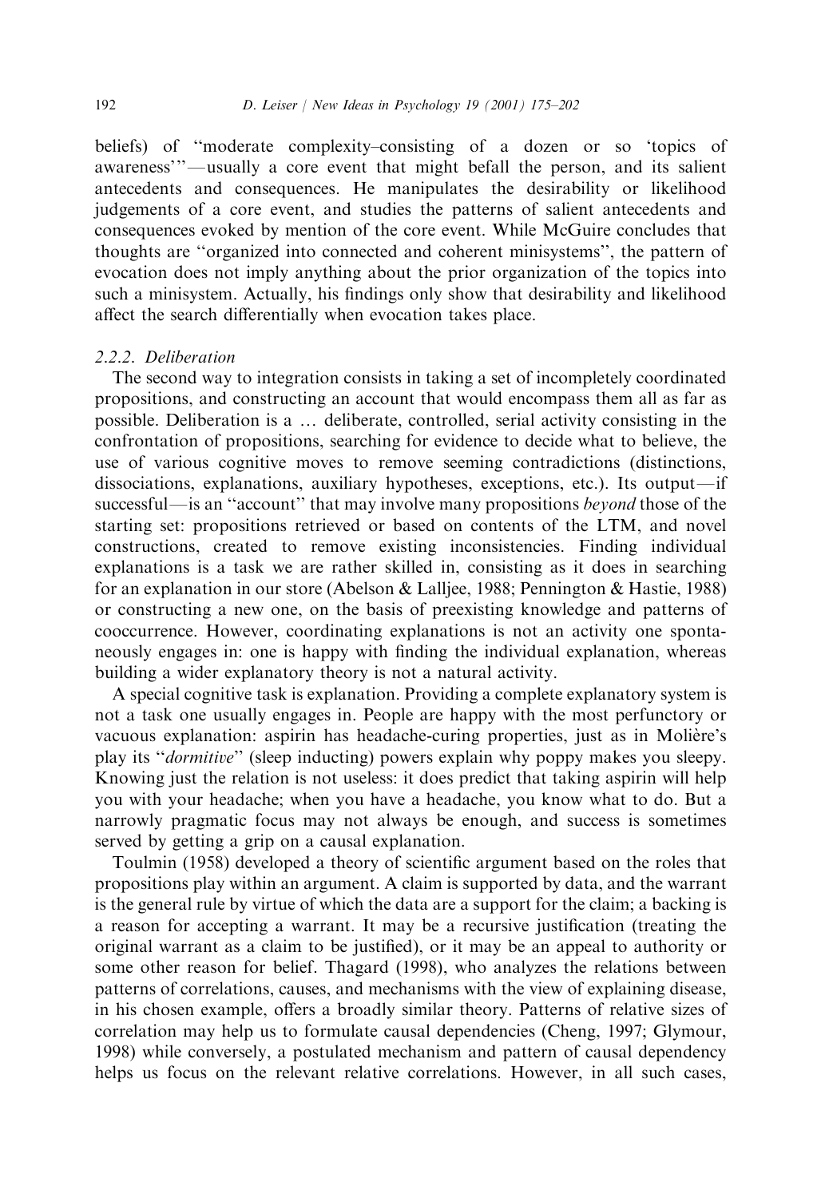beliefs) of "moderate complexity–consisting of a dozen or so 'topics of awareness'"—usually a core event that might befall the person, and its salient antecedents and consequences. He manipulates the desirability or likelihood judgements of a core event, and studies the patterns of salient antecedents and consequences evoked by mention of the core event. While McGuire concludes that thoughts are "organized into connected and coherent minisystems", the pattern of evocation does not imply anything about the prior organization of the topics into such a minisystem. Actually, his findings only show that desirability and likelihood affect the search differentially when evocation takes place.

### 2.2.2. Deliberation

The second way to integration consists in taking a set of incompletely coordinated propositions, and constructing an account that would encompass them all as far as possible. Deliberation is a … deliberate, controlled, serial activity consisting in the confrontation of propositions, searching for evidence to decide what to believe, the use of various cognitive moves to remove seeming contradictions (distinctions, dissociations, explanations, auxiliary hypotheses, exceptions, etc.). Its output—if successful—is an "account" that may involve many propositions *beyond* those of the starting set: propositions retrieved or based on contents of the LTM, and novel constructions, created to remove existing inconsistencies. Finding individual explanations is a task we are rather skilled in, consisting as it does in searching for an explanation in our store (Abelson & Lalljee, 1988; Pennington & Hastie, 1988) or constructing a new one, on the basis of preexisting knowledge and patterns of cooccurrence. However, coordinating explanations is not an activity one spontaneously engages in: one is happy with finding the individual explanation, whereas building a wider explanatory theory is not a natural activity.

A special cognitive task is explanation. Providing a complete explanatory system is not a task one usually engages in. People are happy with the most perfunctory or vacuous explanation: aspirin has headache-curing properties, just as in Molière's play its "*dormitive*" (sleep inducting) powers explain why poppy makes you sleepy. Knowing just the relation is not useless: it does predict that taking aspirin will help you with your headache; when you have a headache, you know what to do. But a narrowly pragmatic focus may not always be enough, and success is sometimes served by getting a grip on a causal explanation.

Toulmin (1958) developed a theory of scientific argument based on the roles that propositions play within an argument. A claim is supported by data, and the warrant is the general rule by virtue of which the data are a support for the claim; a backing is a reason for accepting a warrant. It may be a recursive justification (treating the original warrant as a claim to be justified), or it may be an appeal to authority or some other reason for belief. Thagard (1998), who analyzes the relations between patterns of correlations, causes, and mechanisms with the view of explaining disease, in his chosen example, offers a broadly similar theory. Patterns of relative sizes of correlation may help us to formulate causal dependencies (Cheng, 1997; Glymour, 1998) while conversely, a postulated mechanism and pattern of causal dependency helps us focus on the relevant relative correlations. However, in all such cases,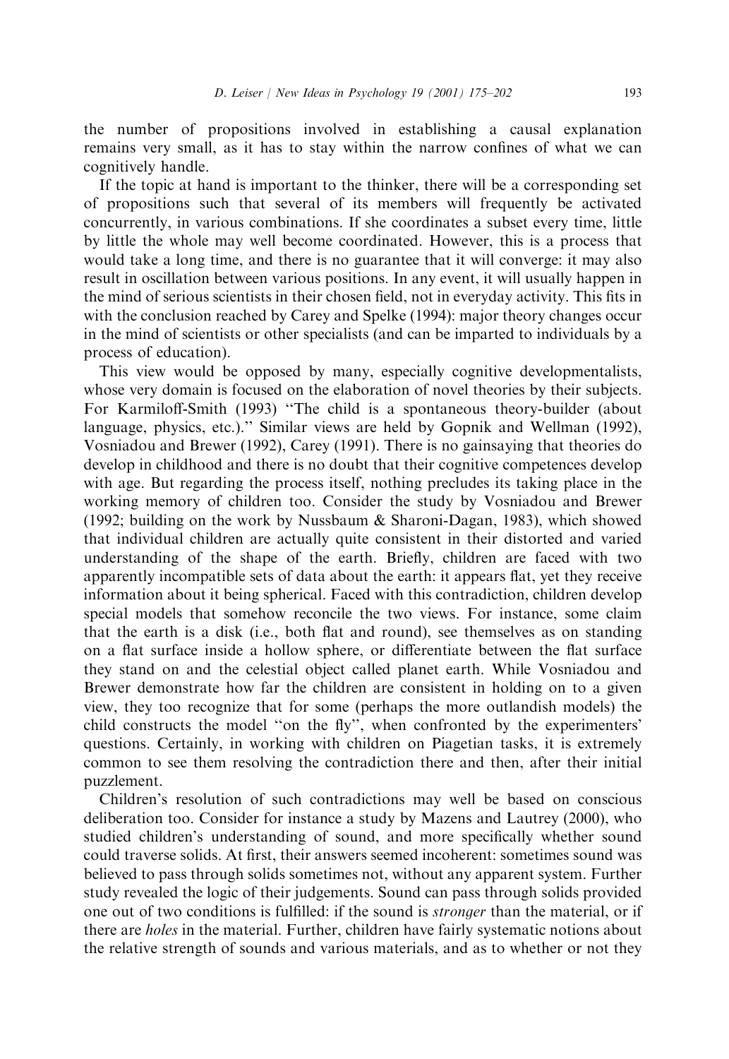the number of propositions involved in establishing a causal explanation remains very small, as it has to stay within the narrow confines of what we can cognitively handle.

If the topic at hand is important to the thinker, there will be a corresponding set of propositions such that several of its members will frequently be activated concurrently, in various combinations. If she coordinates a subset every time, little by little the whole may well become coordinated. However, this is a process that would take a long time, and there is no guarantee that it will converge: it may also result in oscillation between various positions. In any event, it will usually happen in the mind of serious scientists in their chosen field, not in everyday activity. This fits in with the conclusion reached by Carey and Spelke (1994): major theory changes occur in the mind of scientists or other specialists (and can be imparted to individuals by a process of education).

This view would be opposed by many, especially cognitive developmentalists, whose very domain is focused on the elaboration of novel theories by their subjects. For Karmiloff-Smith (1993) "The child is a spontaneous theory-builder (about language, physics, etc.)." Similar views are held by Gopnik and Wellman (1992), Vosniadou and Brewer (1992), Carey (1991). There is no gainsaying that theories do develop in childhood and there is no doubt that their cognitive competences develop with age. But regarding the process itself, nothing precludes its taking place in the working memory of children too. Consider the study by Vosniadou and Brewer (1992; building on the work by Nussbaum & Sharoni-Dagan, 1983), which showed that individual children are actually quite consistent in their distorted and varied understanding of the shape of the earth. Briefly, children are faced with two apparently incompatible sets of data about the earth: it appears flat, yet they receive information about it being spherical. Faced with this contradiction, children develop special models that somehow reconcile the two views. For instance, some claim that the earth is a disk (i.e., both flat and round), see themselves as on standing on a flat surface inside a hollow sphere, or differentiate between the flat surface they stand on and the celestial object called planet earth. While Vosniadou and Brewer demonstrate how far the children are consistent in holding on to a given view, they too recognize that for some (perhaps the more outlandish models) the child constructs the model "on the fly", when confronted by the experimenters' questions. Certainly, in working with children on Piagetian tasks, it is extremely common to see them resolving the contradiction there and then, after their initial puzzlement.

Children's resolution of such contradictions may well be based on conscious deliberation too. Consider for instance a study by Mazens and Lautrey (2000), who studied children's understanding of sound, and more specifically whether sound could traverse solids. At first, their answers seemed incoherent: sometimes sound was believed to pass through solids sometimes not, without any apparent system. Further study revealed the logic of their judgements. Sound can pass through solids provided one out of two conditions is fulfilled: if the sound is *stronger* than the material, or if there are *holes* in the material. Further, children have fairly systematic notions about the relative strength of sounds and various materials, and as to whether or not they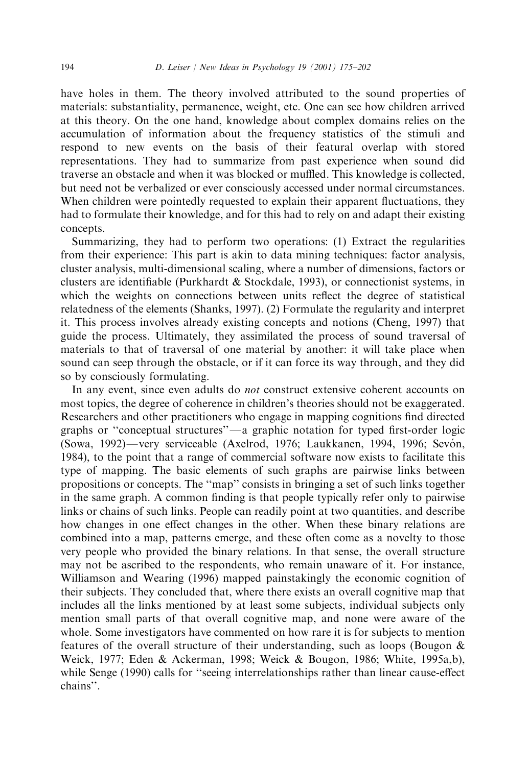have holes in them. The theory involved attributed to the sound properties of materials: substantiality, permanence, weight, etc. One can see how children arrived at this theory. On the one hand, knowledge about complex domains relies on the accumulation of information about the frequency statistics of the stimuli and respond to new events on the basis of their featural overlap with stored representations. They had to summarize from past experience when sound did traverse an obstacle and when it was blocked or muffled. This knowledge is collected, but need not be verbalized or ever consciously accessed under normal circumstances. When children were pointedly requested to explain their apparent fluctuations, they had to formulate their knowledge, and for this had to rely on and adapt their existing concepts.

Summarizing, they had to perform two operations: (1) Extract the regularities from their experience: This part is akin to data mining techniques: factor analysis, cluster analysis, multi-dimensional scaling, where a number of dimensions, factors or clusters are identifiable (Purkhardt & Stockdale, 1993), or connectionist systems, in which the weights on connections between units reflect the degree of statistical relatedness of the elements (Shanks, 1997). (2) Formulate the regularity and interpret it. This process involves already existing concepts and notions (Cheng, 1997) that guide the process. Ultimately, they assimilated the process of sound traversal of materials to that of traversal of one material by another: it will take place when sound can seep through the obstacle, or if it can force its way through, and they did so by consciously formulating.

In any event, since even adults do *not* construct extensive coherent accounts on most topics, the degree of coherence in children's theories should not be exaggerated. Researchers and other practitioners who engage in mapping cognitions find directed graphs or "conceptual structures"—a graphic notation for typed first-order logic (Sowa, 1992)—very serviceable (Axelrod, 1976; Laukkanen, 1994, 1996; Sevón, 1984), to the point that a range of commercial software now exists to facilitate this type of mapping. The basic elements of such graphs are pairwise links between propositions or concepts. The "map" consists in bringing a set of such links together in the same graph. A common finding is that people typically refer only to pairwise links or chains of such links. People can readily point at two quantities, and describe how changes in one effect changes in the other. When these binary relations are combined into a map, patterns emerge, and these often come as a novelty to those very people who provided the binary relations. In that sense, the overall structure may not be ascribed to the respondents, who remain unaware of it. For instance, Williamson and Wearing (1996) mapped painstakingly the economic cognition of their subjects. They concluded that, where there exists an overall cognitive map that includes all the links mentioned by at least some subjects, individual subjects only mention small parts of that overall cognitive map, and none were aware of the whole. Some investigators have commented on how rare it is for subjects to mention features of the overall structure of their understanding, such as loops (Bougon & Weick, 1977; Eden & Ackerman, 1998; Weick & Bougon, 1986; White, 1995a,b), while Senge (1990) calls for "seeing interrelationships rather than linear cause-effect chains".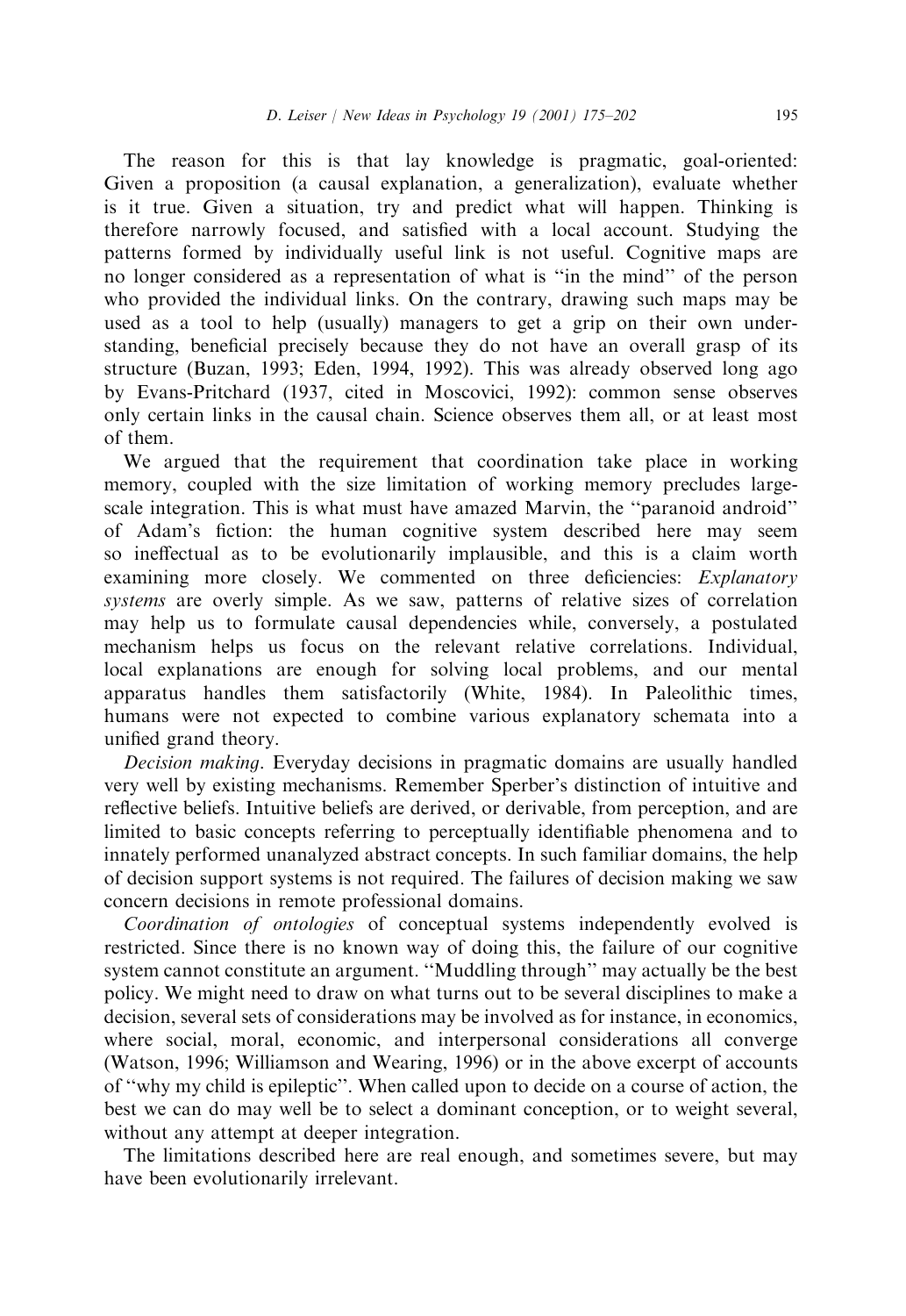The reason for this is that lay knowledge is pragmatic, goal-oriented: Given a proposition (a causal explanation, a generalization), evaluate whether is it true. Given a situation, try and predict what will happen. Thinking is therefore narrowly focused, and satisfied with a local account. Studying the patterns formed by individually useful link is not useful. Cognitive maps are no longer considered as a representation of what is ''in the mind'' of the person who provided the individual links. On the contrary, drawing such maps may be used as a tool to help (usually) managers to get a grip on their own understanding, beneficial precisely because they do not have an overall grasp of its structure (Buzan, 1993; Eden, 1994, 1992). This was already observed long ago by Evans-Pritchard (1937, cited in Moscovici, 1992): common sense observes only certain links in the causal chain. Science observes them all, or at least most of them.

We argued that the requirement that coordination take place in working memory, coupled with the size limitation of working memory precludes large-scale integration. This is what must have amazed Marvin, the ''paranoid android'' of Adam's fiction: the human cognitive system described here may seem so ineffectual as to be evolutionarily implausible, and this is a claim worth examining more closely. We commented on three deficiencies: *Explanatory systems* are overly simple. As we saw, patterns of relative sizes of correlation may help us to formulate causal dependencies while, conversely, a postulated mechanism helps us focus on the relevant relative correlations. Individual, local explanations are enough for solving local problems, and our mental apparatus handles them satisfactorily (White, 1984). In Paleolithic times, humans were not expected to combine various explanatory schemata into a unified grand theory.

*Decision making*. Everyday decisions in pragmatic domains are usually handled very well by existing mechanisms. Remember Sperber's distinction of intuitive and reflective beliefs. Intuitive beliefs are derived, or derivable, from perception, and are limited to basic concepts referring to perceptually identifiable phenomena and to innately performed unanalyzed abstract concepts. In such familiar domains, the help of decision support systems is not required. The failures of decision making we saw concern decisions in remote professional domains.

*Coordination of ontologies* of conceptual systems independently evolved is restricted. Since there is no known way of doing this, the failure of our cognitive system cannot constitute an argument. ''Muddling through'' may actually be the best policy. We might need to draw on what turns out to be several disciplines to make a decision, several sets of considerations may be involved as for instance, in economics, where social, moral, economic, and interpersonal considerations all converge (Watson, 1996; Williamson and Wearing, 1996) or in the above excerpt of accounts of ''why my child is epileptic''. When called upon to decide on a course of action, the best we can do may well be to select a dominant conception, or to weight several, without any attempt at deeper integration.

The limitations described here are real enough, and sometimes severe, but may have been evolutionarily irrelevant.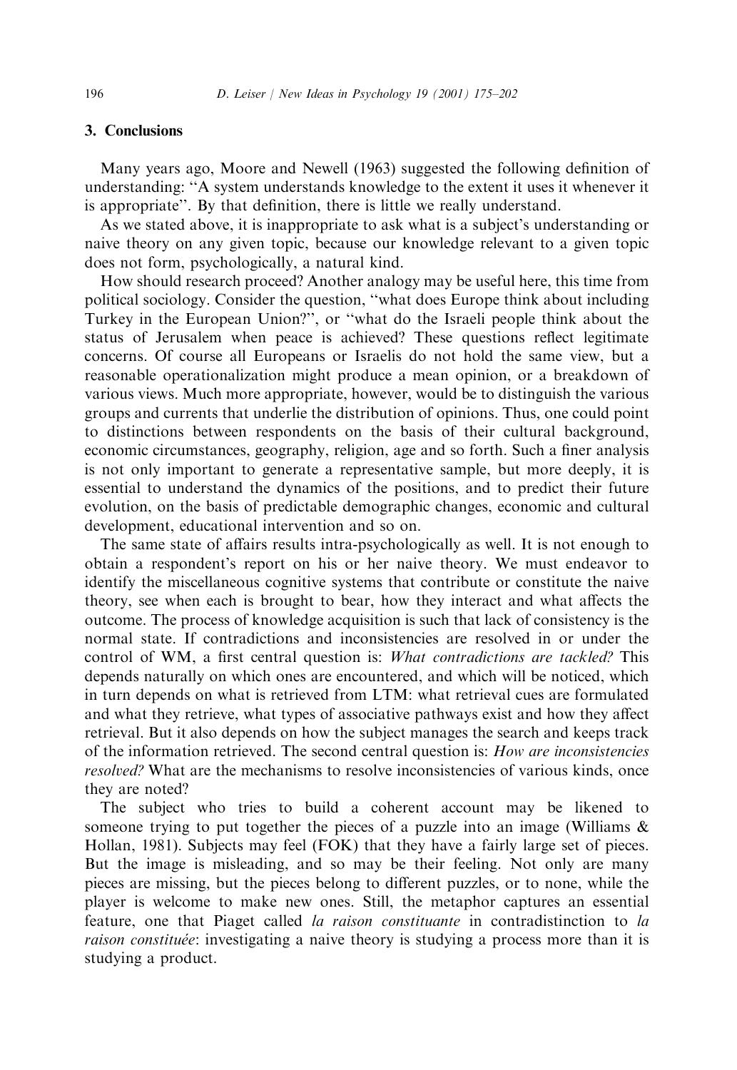## 3. Conclusions

Many years ago, Moore and Newell (1963) suggested the following definition of understanding: "A system understands knowledge to the extent it uses it whenever it is appropriate". By that definition, there is little we really understand.

As we stated above, it is inappropriate to ask what is a subject's understanding or naive theory on any given topic, because our knowledge relevant to a given topic does not form, psychologically, a natural kind.

How should research proceed? Another analogy may be useful here, this time from political sociology. Consider the question, "what does Europe think about including Turkey in the European Union?", or "what do the Israeli people think about the status of Jerusalem when peace is achieved? These questions reflect legitimate concerns. Of course all Europeans or Israelis do not hold the same view, but a reasonable operationalization might produce a mean opinion, or a breakdown of various views. Much more appropriate, however, would be to distinguish the various groups and currents that underlie the distribution of opinions. Thus, one could point to distinctions between respondents on the basis of their cultural background, economic circumstances, geography, religion, age and so forth. Such a finer analysis is not only important to generate a representative sample, but more deeply, it is essential to understand the dynamics of the positions, and to predict their future evolution, on the basis of predictable demographic changes, economic and cultural development, educational intervention and so on.

The same state of affairs results intra-psychologically as well. It is not enough to obtain a respondent's report on his or her naive theory. We must endeavor to identify the miscellaneous cognitive systems that contribute or constitute the naive theory, see when each is brought to bear, how they interact and what affects the outcome. The process of knowledge acquisition is such that lack of consistency is the normal state. If contradictions and inconsistencies are resolved in or under the control of WM, a first central question is: *What contradictions are tackled?* This depends naturally on which ones are encountered, and which will be noticed, which in turn depends on what is retrieved from LTM: what retrieval cues are formulated and what they retrieve, what types of associative pathways exist and how they affect retrieval. But it also depends on how the subject manages the search and keeps track of the information retrieved. The second central question is: *How are inconsistencies resolved?* What are the mechanisms to resolve inconsistencies of various kinds, once they are noted?

The subject who tries to build a coherent account may be likened to someone trying to put together the pieces of a puzzle into an image (Williams & Hollan, 1981). Subjects may feel (FOK) that they have a fairly large set of pieces. But the image is misleading, and so may be their feeling. Not only are many pieces are missing, but the pieces belong to different puzzles, or to none, while the player is welcome to make new ones. Still, the metaphor captures an essential feature, one that Piaget called *la raison constituante* in contradistinction to *la raison constituée*: investigating a naive theory is studying a process more than it is studying a product.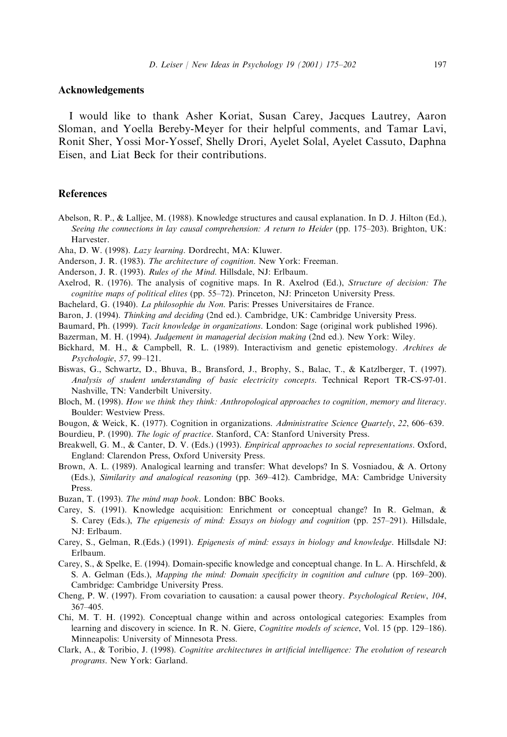## Acknowledgements

I would like to thank Asher Koriat, Susan Carey, Jacques Lautrey, Aaron Sloman, and Yoella Bereby-Meyer for their helpful comments, and Tamar Lavi, Ronit Sher, Yossi Mor-Yossef, Shelly Drori, Ayelet Solal, Ayelet Cassuto, Daphna Eisen, and Liat Beck for their contributions.

## References

Abelson, R. P., & Lalljee, M. (1988). Knowledge structures and causal explanation. In D. J. Hilton (Ed.), *Seeing the connections in lay causal comprehension: A return to Heider* (pp. 175–203). Brighton, UK: Harvester.

Aha, D. W. (1998). *Lazy learning*. Dordrecht, MA: Kluwer.

Anderson, J. R. (1983). *The architecture of cognition*. New York: Freeman.

Anderson, J. R. (1993). *Rules of the Mind*. Hillsdale, NJ: Erlbaum.

Axelrod, R. (1976). The analysis of cognitive maps. In R. Axelrod (Ed.), *Structure of decision: The cognitive maps of political elites* (pp. 55–72). Princeton, NJ: Princeton University Press.

Bachelard, G. (1940). *La philosophie du Non*. Paris: Presses Universitaires de France.

Baron, J. (1994). *Thinking and deciding* (2nd ed.). Cambridge, UK: Cambridge University Press.

Baumard, Ph. (1999). *Tacit knowledge in organizations*. London: Sage (original work published 1996).

Bazerman, M. H. (1994). *Judgement in managerial decision making* (2nd ed.). New York: Wiley.

Bickhard, M. H., & Campbell, R. L. (1989). Interactivism and genetic epistemology. *Archives de Psychologie*, *57*, 99–121.

Biswas, G., Schwartz, D., Bhuva, B., Bransford, J., Brophy, S., Balac, T., & Katzlberger, T. (1997). *Analysis of student understanding of basic electricity concepts*. Technical Report TR-CS-97-01. Nashville, TN: Vanderbilt University.

Bloch, M. (1998). *How we think they think: Anthropological approaches to cognition, memory and literacy*. Boulder: Westview Press.

Bougon, & Weick, K. (1977). Cognition in organizations. *Administrative Science Quartely*, *22*, 606–639.

Bourdieu, P. (1990). *The logic of practice*. Stanford, CA: Stanford University Press.

Breakwell, G. M., & Canter, D. V. (Eds.) (1993). *Empirical approaches to social representations*. Oxford, England: Clarendon Press, Oxford University Press.

Brown, A. L. (1989). Analogical learning and transfer: What develops? In S. Vosniadou, & A. Ortony (Eds.), *Similarity and analogical reasoning* (pp. 369–412). Cambridge, MA: Cambridge University Press.

Buzan, T. (1993). *The mind map book*. London: BBC Books.

Carey, S. (1991). Knowledge acquisition: Enrichment or conceptual change? In R. Gelman, & S. Carey (Eds.), *The epigenesis of mind: Essays on biology and cognition* (pp. 257–291). Hillsdale, NJ: Erlbaum.

Carey, S., Gelman, R.(Eds.) (1991). *Epigenesis of mind: essays in biology and knowledge*. Hillsdale NJ: Erlbaum.

Carey, S., & Spelke, E. (1994). Domain-specific knowledge and conceptual change. In L. A. Hirschfeld, & S. A. Gelman (Eds.), *Mapping the mind: Domain specificity in cognition and culture* (pp. 169–200). Cambridge: Cambridge University Press.

Cheng, P. W. (1997). From covariation to causation: a causal power theory. *Psychological Review*, *104*, 367–405.

Chi, M. T. H. (1992). Conceptual change within and across ontological categories: Examples from learning and discovery in science. In R. N. Giere, *Cognitive models of science*, Vol. 15 (pp. 129–186). Minneapolis: University of Minnesota Press.

Clark, A., & Toribio, J. (1998). *Cognitive architectures in artificial intelligence: The evolution of research programs*. New York: Garland.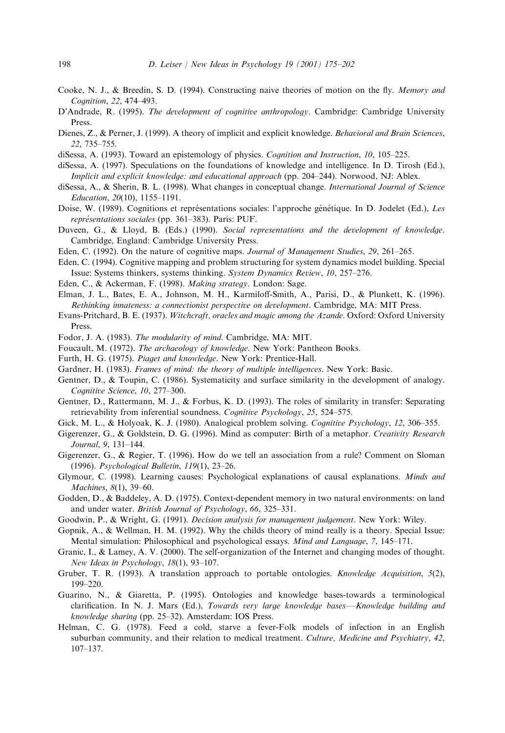Cooke, N. J., & Breedin, S. D. (1994). Constructing naive theories of motion on the fly. *Memory and Cognition*, *22*, 474–493.

D'Andrade, R. (1995). *The development of cognitive anthropology*. Cambridge: Cambridge University Press.

Dienes, Z., & Perner, J. (1999). A theory of implicit and explicit knowledge. *Behavioral and Brain Sciences*, *22*, 735–755.

diSessa, A. (1993). Toward an epistemology of physics. *Cognition and Instruction*, *10*, 105–225.

diSessa, A. (1997). Speculations on the foundations of knowledge and intelligence. In D. Tirosh (Ed.), *Implicit and explicit knowledge: and educational approach* (pp. 204–244). Norwood, NJ: Ablex.

diSessa, A., & Sherin, B. L. (1998). What changes in conceptual change. *International Journal of Science Education*, *20*(10), 1155–1191.

Doise, W. (1989). Cognitions et représentations sociales: l'approche génétique. In D. Jodelet (Ed.), *Les représentations sociales* (pp. 361–383). Paris: PUF.

Duveen, G., & Lloyd, B. (Eds.) (1990). *Social representations and the development of knowledge*. Cambridge, England: Cambridge University Press.

Eden, C. (1992). On the nature of cognitive maps. *Journal of Management Studies*, *29*, 261–265.

Eden, C. (1994). Cognitive mapping and problem structuring for system dynamics model building. Special Issue: Systems thinkers, systems thinking. *System Dynamics Review*, *10*, 257–276.

Eden, C., & Ackerman, F. (1998). *Making strategy*. London: Sage.

Elman, J. L., Bates, E. A., Johnson, M. H., Karmiloff-Smith, A., Parisi, D., & Plunkett, K. (1996). *Rethinking innateness: a connectionist perspective on development*. Cambridge, MA: MIT Press.

Evans-Pritchard, B. E. (1937). *Witchcraft, oracles and magic among the Azande*. Oxford: Oxford University Press.

Fodor, J. A. (1983). *The modularity of mind*. Cambridge, MA: MIT.

Foucault, M. (1972). *The archaeology of knowledge*. New York: Pantheon Books.

Furth, H. G. (1975). *Piaget and knowledge*. New York: Prentice-Hall.

Gardner, H. (1983). *Frames of mind: the theory of multiple intelligences*. New York: Basic.

Gentner, D., & Toupin, C. (1986). Systematicity and surface similarity in the development of analogy. *Cognitive Science*, *10*, 277–300.

Gentner, D., Rattermann, M. J., & Forbus, K. D. (1993). The roles of similarity in transfer: Separating retrievability from inferential soundness. *Cognitive Psychology*, *25*, 524–575.

Gick, M. L., & Holyoak, K. J. (1980). Analogical problem solving. *Cognitive Psychology*, *12*, 306–355.

Gigerenzer, G., & Goldstein, D. G. (1996). Mind as computer: Birth of a metaphor. *Creativity Research Journal*, *9*, 131–144.

Gigerenzer, G., & Regier, T. (1996). How do we tell an association from a rule? Comment on Sloman (1996). *Psychological Bulletin*, *119*(1), 23–26.

Glymour, C. (1998). Learning causes: Psychological explanations of causal explanations. *Minds and Machines*, *8*(1), 39–60.

Godden, D., & Baddeley, A. D. (1975). Context-dependent memory in two natural environments: on land and under water. *British Journal of Psychology*, *66*, 325–331.

Goodwin, P., & Wright, G. (1991). *Decision analysis for management judgement*. New York: Wiley.

Gopnik, A., & Wellman, H. M. (1992). Why the childs theory of mind really is a theory. Special Issue: Mental simulation: Philosophical and psychological essays. *Mind and Language*, *7*, 145–171.

Granic, I., & Lamey, A. V. (2000). The self-organization of the Internet and changing modes of thought. *New Ideas in Psychology*, *18*(1), 93–107.

Gruber, T. R. (1993). A translation approach to portable ontologies. *Knowledge Acquisition*, *5*(2), 199–220.

Guarino, N., & Giaretta, P. (1995). Ontologies and knowledge bases-towards a terminological clarification. In N. J. Mars (Ed.), *Towards very large knowledge bases—Knowledge building and knowledge sharing* (pp. 25–32). Amsterdam: IOS Press.

Helman, C. G. (1978). Feed a cold, starve a fever-Folk models of infection in an English suburban community, and their relation to medical treatment. *Culture, Medicine and Psychiatry*, *42*, 107–137.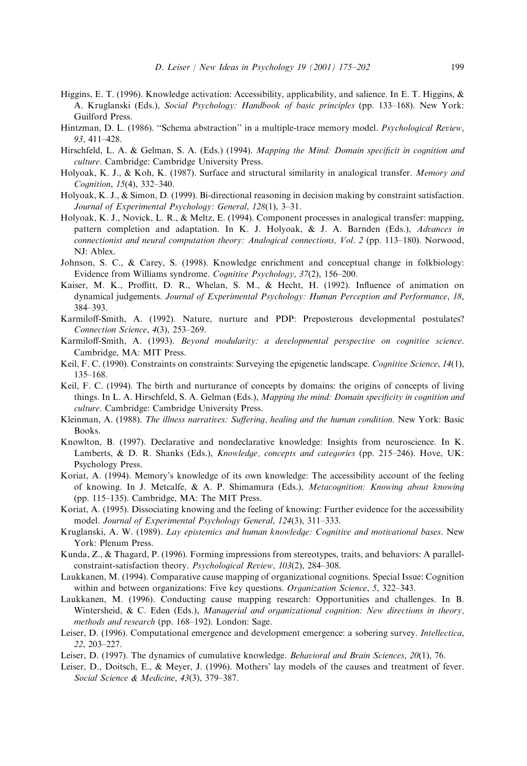Higgins, E. T. (1996). Knowledge activation: Accessibility, applicability, and salience. In E. T. Higgins, & A. Kruglanski (Eds.), *Social Psychology: Handbook of basic principles* (pp. 133–168). New York: Guilford Press.

Hintzman, D. L. (1986). "Schema abstraction" in a multiple-trace memory model. *Psychological Review*, *93*, 411–428.

Hirschfeld, L. A. & Gelman, S. A. (Eds.) (1994). *Mapping the Mind: Domain specificit in cognition and culture*. Cambridge: Cambridge University Press.

Holyoak, K. J., & Koh, K. (1987). Surface and structural similarity in analogical transfer. *Memory and Cognition*, *15*(4), 332–340.

Holyoak, K. J., & Simon, D. (1999). Bi-directional reasoning in decision making by constraint satisfaction. *Journal of Experimental Psychology: General*, *128*(1), 3–31.

Holyoak, K. J., Novick, L. R., & Meltz, E. (1994). Component processes in analogical transfer: mapping, pattern completion and adaptation. In K. J. Holyoak, & J. A. Barnden (Eds.), *Advances in connectionist and neural computation theory: Analogical connections, Vol. 2* (pp. 113–180). Norwood, NJ: Ablex.

Johnson, S. C., & Carey, S. (1998). Knowledge enrichment and conceptual change in folkbiology: Evidence from Williams syndrome. *Cognitive Psychology*, *37*(2), 156–200.

Kaiser, M. K., Proffitt, D. R., Whelan, S. M., & Hecht, H. (1992). Influence of animation on dynamical judgements. *Journal of Experimental Psychology: Human Perception and Performance*, *18*, 384–393.

Karmiloff-Smith, A. (1992). Nature, nurture and PDP: Preposterous developmental postulates? *Connection Science*, *4*(3), 253–269.

Karmiloff-Smith, A. (1993). *Beyond modularity: a developmental perspective on cognitive science*. Cambridge, MA: MIT Press.

Keil, F. C. (1990). Constraints on constraints: Surveying the epigenetic landscape. *Cognitive Science*, *14*(1), 135–168.

Keil, F. C. (1994). The birth and nurturance of concepts by domains: the origins of concepts of living things. In L. A. Hirschfeld, S. A. Gelman (Eds.), *Mapping the mind: Domain specificity in cognition and culture*. Cambridge: Cambridge University Press.

Kleinman, A. (1988). *The illness narratives: Suffering, healing and the human condition*. New York: Basic Books.

Knowlton, B. (1997). Declarative and nondeclarative knowledge: Insights from neuroscience. In K. Lamberts, & D. R. Shanks (Eds.), *Knowledge, concepts and categories* (pp. 215–246). Hove, UK: Psychology Press.

Koriat, A. (1994). Memory's knowledge of its own knowledge: The accessibility account of the feeling of knowing. In J. Metcalfe, & A. P. Shimamura (Eds.), *Metacognition: Knowing about knowing* (pp. 115–135). Cambridge, MA: The MIT Press.

Koriat, A. (1995). Dissociating knowing and the feeling of knowing: Further evidence for the accessibility model. *Journal of Experimental Psychology General*, *124*(3), 311–333.

Kruglanski, A. W. (1989). *Lay epistemics and human knowledge: Cognitive and motivational bases*. New York: Plenum Press.

Kunda, Z., & Thagard, P. (1996). Forming impressions from stereotypes, traits, and behaviors: A parallel-constraint-satisfaction theory. *Psychological Review*, *103*(2), 284–308.

Laukkanen, M. (1994). Comparative cause mapping of organizational cognitions. Special Issue: Cognition within and between organizations: Five key questions. *Organization Science*, *5*, 322–343.

Laukkanen, M. (1996). Conducting cause mapping research: Opportunities and challenges. In B. Wintersheid, & C. Eden (Eds.), *Managerial and organizational cognition: New directions in theory, methods and research* (pp. 168–192). London: Sage.

Leiser, D. (1996). Computational emergence and development emergence: a sobering survey. *Intellectica*, *22*, 203–227.

Leiser, D. (1997). The dynamics of cumulative knowledge. *Behavioral and Brain Sciences*, *20*(1), 76.

Leiser, D., Doitsch, E., & Meyer, J. (1996). Mothers' lay models of the causes and treatment of fever. *Social Science & Medicine*, *43*(3), 379–387.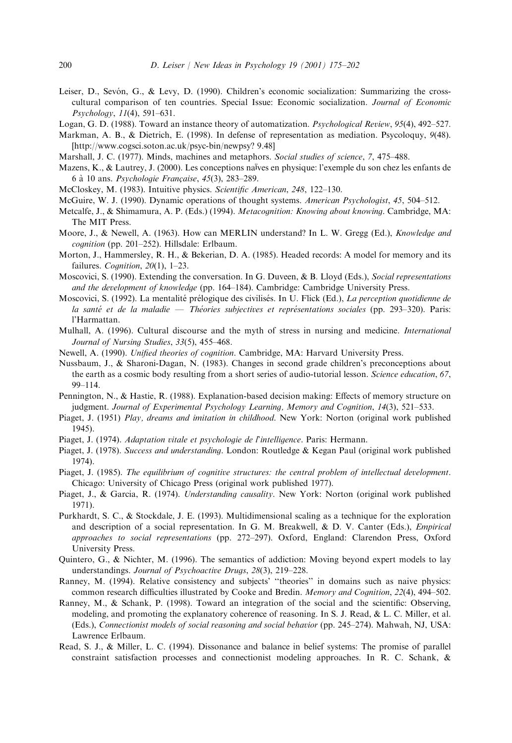Leiser, D., Sevón, G., & Levy, D. (1990). Children's economic socialization: Summarizing the cross-cultural comparison of ten countries. Special Issue: Economic socialization. *Journal of Economic Psychology*, *11*(4), 591–631.

Logan, G. D. (1988). Toward an instance theory of automatization. *Psychological Review*, *95*(4), 492–527.

Markman, A. B., & Dietrich, E. (1998). In defense of representation as mediation. Psycoloquy, *9*(48). [http://www.cogsci.soton.ac.uk/psyc-bin/newpsy? 9.48]

Marshall, J. C. (1977). Minds, machines and metaphors. *Social studies of science*, *7*, 475–488.

Mazens, K., & Lautrey, J. (2000). Les conceptions naïves en physique: l'exemple du son chez les enfants de 6 à 10 ans. *Psychologie Française*, *45*(3), 283–289.

McCloskey, M. (1983). Intuitive physics. *Scientific American*, *248*, 122–130.

McGuire, W. J. (1990). Dynamic operations of thought systems. *American Psychologist*, *45*, 504–512.

Metcalfe, J., & Shimamura, A. P. (Eds.) (1994). *Metacognition: Knowing about knowing*. Cambridge, MA: The MIT Press.

Moore, J., & Newell, A. (1963). How can MERLIN understand? In L. W. Gregg (Ed.), *Knowledge and cognition* (pp. 201–252). Hillsdale: Erlbaum.

Morton, J., Hammersley, R. H., & Bekerian, D. A. (1985). Headed records: A model for memory and its failures. *Cognition*, *20*(1), 1–23.

Moscovici, S. (1990). Extending the conversation. In G. Duveen, & B. Lloyd (Eds.), *Social representations and the development of knowledge* (pp. 164–184). Cambridge: Cambridge University Press.

Moscovici, S. (1992). La mentalité prélogique des civilisés. In U. Flick (Ed.), *La perception quotidienne de la santé et de la maladie — Théories subjectives et représentations sociales* (pp. 293–320). Paris: l'Harmattan.

Mulhall, A. (1996). Cultural discourse and the myth of stress in nursing and medicine. *International Journal of Nursing Studies*, *33*(5), 455–468.

Newell, A. (1990). *Unified theories of cognition*. Cambridge, MA: Harvard University Press.

Nussbaum, J., & Sharoni-Dagan, N. (1983). Changes in second grade children's preconceptions about the earth as a cosmic body resulting from a short series of audio-tutorial lesson. *Science education*, *67*, 99–114.

Pennington, N., & Hastie, R. (1988). Explanation-based decision making: Effects of memory structure on judgment. *Journal of Experimental Psychology Learning, Memory and Cognition*, *14*(3), 521–533.

Piaget, J. (1951) *Play, dreams and imitation in childhood*. New York: Norton (original work published 1945).

Piaget, J. (1974). *Adaptation vitale et psychologie de l'intelligence*. Paris: Hermann.

Piaget, J. (1978). *Success and understanding*. London: Routledge & Kegan Paul (original work published 1974).

Piaget, J. (1985). *The equilibrium of cognitive structures: the central problem of intellectual development*. Chicago: University of Chicago Press (original work published 1977).

Piaget, J., & Garcia, R. (1974). *Understanding causality*. New York: Norton (original work published 1971).

Purkhardt, S. C., & Stockdale, J. E. (1993). Multidimensional scaling as a technique for the exploration and description of a social representation. In G. M. Breakwell, & D. V. Canter (Eds.), *Empirical approaches to social representations* (pp. 272–297). Oxford, England: Clarendon Press, Oxford University Press.

Quintero, G., & Nichter, M. (1996). The semantics of addiction: Moving beyond expert models to lay understandings. *Journal of Psychoactive Drugs*, *28*(3), 219–228.

Ranney, M. (1994). Relative consistency and subjects' "theories" in domains such as naive physics: common research difficulties illustrated by Cooke and Bredin. *Memory and Cognition*, *22*(4), 494–502.

Ranney, M., & Schank, P. (1998). Toward an integration of the social and the scientific: Observing, modeling, and promoting the explanatory coherence of reasoning. In S. J. Read, & L. C. Miller, et al. (Eds.), *Connectionist models of social reasoning and social behavior* (pp. 245–274). Mahwah, NJ, USA: Lawrence Erlbaum.

Read, S. J., & Miller, L. C. (1994). Dissonance and balance in belief systems: The promise of parallel constraint satisfaction processes and connectionist modeling approaches. In R. C. Schank, &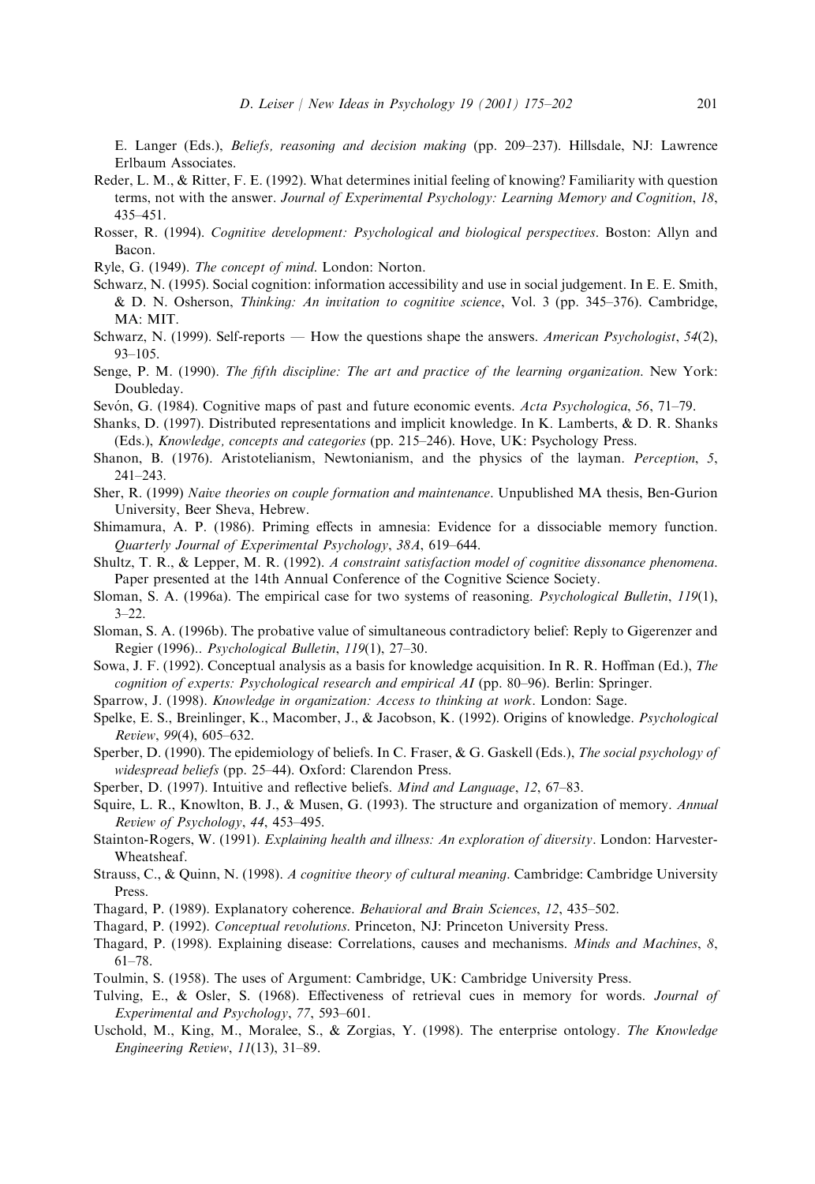E. Langer (Eds.), *Beliefs, reasoning and decision making* (pp. 209–237). Hillsdale, NJ: Lawrence Erlbaum Associates.

Reder, L. M., & Ritter, F. E. (1992). What determines initial feeling of knowing? Familiarity with question terms, not with the answer. *Journal of Experimental Psychology: Learning Memory and Cognition*, *18*, 435–451.

Rosser, R. (1994). *Cognitive development: Psychological and biological perspectives*. Boston: Allyn and Bacon.

Ryle, G. (1949). *The concept of mind*. London: Norton.

Schwarz, N. (1995). Social cognition: information accessibility and use in social judgement. In E. E. Smith, & D. N. Osherson, *Thinking: An invitation to cognitive science*, Vol. 3 (pp. 345–376). Cambridge, MA: MIT.

Schwarz, N. (1999). Self-reports — How the questions shape the answers. *American Psychologist*, *54*(2), 93–105.

Senge, P. M. (1990). *The fifth discipline: The art and practice of the learning organization*. New York: Doubleday.

Sevón, G. (1984). Cognitive maps of past and future economic events. *Acta Psychologica*, *56*, 71–79.

Shanks, D. (1997). Distributed representations and implicit knowledge. In K. Lamberts, & D. R. Shanks (Eds.), *Knowledge, concepts and categories* (pp. 215–246). Hove, UK: Psychology Press.

Shanon, B. (1976). Aristotelianism, Newtonianism, and the physics of the layman. *Perception*, *5*, 241–243.

Sher, R. (1999) *Naive theories on couple formation and maintenance*. Unpublished MA thesis, Ben-Gurion University, Beer Sheva, Hebrew.

Shimamura, A. P. (1986). Priming effects in amnesia: Evidence for a dissociable memory function. *Quarterly Journal of Experimental Psychology*, *38A*, 619–644.

Shultz, T. R., & Lepper, M. R. (1992). *A constraint satisfaction model of cognitive dissonance phenomena*. Paper presented at the 14th Annual Conference of the Cognitive Science Society.

Sloman, S. A. (1996a). The empirical case for two systems of reasoning. *Psychological Bulletin*, *119*(1), 3–22.

Sloman, S. A. (1996b). The probative value of simultaneous contradictory belief: Reply to Gigerenzer and Regier (1996).. *Psychological Bulletin*, *119*(1), 27–30.

Sowa, J. F. (1992). Conceptual analysis as a basis for knowledge acquisition. In R. R. Hoffman (Ed.), *The cognition of experts: Psychological research and empirical AI* (pp. 80–96). Berlin: Springer.

Sparrow, J. (1998). *Knowledge in organization: Access to thinking at work*. London: Sage.

Spelke, E. S., Breinlinger, K., Macomber, J., & Jacobson, K. (1992). Origins of knowledge. *Psychological Review*, *99*(4), 605–632.

Sperber, D. (1990). The epidemiology of beliefs. In C. Fraser, & G. Gaskell (Eds.), *The social psychology of widespread beliefs* (pp. 25–44). Oxford: Clarendon Press.

Sperber, D. (1997). Intuitive and reflective beliefs. *Mind and Language*, *12*, 67–83.

Squire, L. R., Knowlton, B. J., & Musen, G. (1993). The structure and organization of memory. *Annual Review of Psychology*, *44*, 453–495.

Stainton-Rogers, W. (1991). *Explaining health and illness: An exploration of diversity*. London: Harvester-Wheatsheaf.

Strauss, C., & Quinn, N. (1998). *A cognitive theory of cultural meaning*. Cambridge: Cambridge University Press.

Thagard, P. (1989). Explanatory coherence. *Behavioral and Brain Sciences*, *12*, 435–502.

Thagard, P. (1992). *Conceptual revolutions*. Princeton, NJ: Princeton University Press.

Thagard, P. (1998). Explaining disease: Correlations, causes and mechanisms. *Minds and Machines*, *8*, 61–78.

Toulmin, S. (1958). The uses of Argument: Cambridge, UK: Cambridge University Press.

Tulving, E., & Osler, S. (1968). Effectiveness of retrieval cues in memory for words. *Journal of Experimental and Psychology*, *77*, 593–601.

Uschold, M., King, M., Moralee, S., & Zorgias, Y. (1998). The enterprise ontology. *The Knowledge Engineering Review*, *11*(13), 31–89.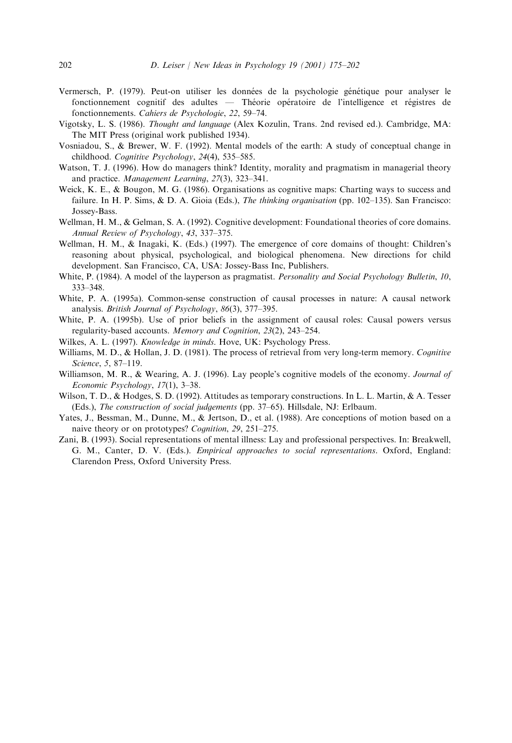Vermersch, P. (1979). Peut-on utiliser les données de la psychologie génétique pour analyser le fonctionnement cognitif des adultes — Théorie opératoire de l'intelligence et régistres de fonctionnements. *Cahiers de Psychologie*, *22*, 59–74.

Vigotsky, L. S. (1986). *Thought and language* (Alex Kozulin, Trans. 2nd revised ed.). Cambridge, MA: The MIT Press (original work published 1934).

Vosniadou, S., & Brewer, W. F. (1992). Mental models of the earth: A study of conceptual change in childhood. *Cognitive Psychology*, *24*(4), 535–585.

Watson, T. J. (1996). How do managers think? Identity, morality and pragmatism in managerial theory and practice. *Management Learning*, *27*(3), 323–341.

Weick, K. E., & Bougon, M. G. (1986). Organisations as cognitive maps: Charting ways to success and failure. In H. P. Sims, & D. A. Gioia (Eds.), *The thinking organisation* (pp. 102–135). San Francisco: Jossey-Bass.

Wellman, H. M., & Gelman, S. A. (1992). Cognitive development: Foundational theories of core domains. *Annual Review of Psychology*, *43*, 337–375.

Wellman, H. M., & Inagaki, K. (Eds.) (1997). The emergence of core domains of thought: Children's reasoning about physical, psychological, and biological phenomena. New directions for child development. San Francisco, CA, USA: Jossey-Bass Inc, Publishers.

White, P. (1984). A model of the layperson as pragmatist. *Personality and Social Psychology Bulletin*, *10*, 333–348.

White, P. A. (1995a). Common-sense construction of causal processes in nature: A causal network analysis. *British Journal of Psychology*, *86*(3), 377–395.

White, P. A. (1995b). Use of prior beliefs in the assignment of causal roles: Causal powers versus regularity-based accounts. *Memory and Cognition*, *23*(2), 243–254.

Wilkes, A. L. (1997). *Knowledge in minds*. Hove, UK: Psychology Press.

Williams, M. D., & Hollan, J. D. (1981). The process of retrieval from very long-term memory. *Cognitive Science*, *5*, 87–119.

Williamson, M. R., & Wearing, A. J. (1996). Lay people's cognitive models of the economy. *Journal of Economic Psychology*, *17*(1), 3–38.

Wilson, T. D., & Hodges, S. D. (1992). Attitudes as temporary constructions. In L. L. Martin, & A. Tesser (Eds.), *The construction of social judgements* (pp. 37–65). Hillsdale, NJ: Erlbaum.

Yates, J., Bessman, M., Dunne, M., & Jertson, D., et al. (1988). Are conceptions of motion based on a naive theory or on prototypes? *Cognition*, *29*, 251–275.

Zani, B. (1993). Social representations of mental illness: Lay and professional perspectives. In: Breakwell, G. M., Canter, D. V. (Eds.). *Empirical approaches to social representations*. Oxford, England: Clarendon Press, Oxford University Press.